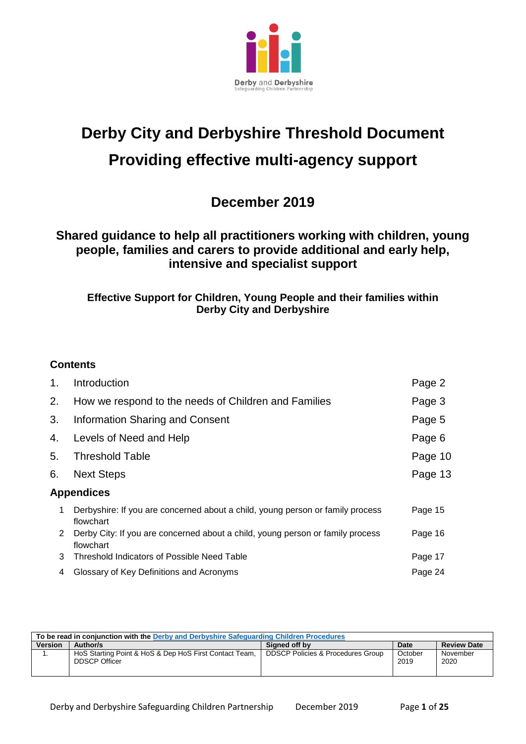Derby and Derbyshire
Safeguarding Children Partnership

# Derby City and Derbyshire Threshold Document

# Providing effective multi-agency support

## December 2019

### Shared guidance to help all practitioners working with children, young people, families and carers to provide additional and early help, intensive and specialist support

**Effective Support for Children, Young People and their families within Derby City and Derbyshire**

**Contents**

| | | |
|---|---|---|
| 1. | Introduction | Page 2 |
| 2. | How we respond to the needs of Children and Families | Page 3 |
| 3. | Information Sharing and Consent | Page 5 |
| 4. | Levels of Need and Help | Page 6 |
| 5. | Threshold Table | Page 10 |
| 6. | Next Steps | Page 13 |

**Appendices**

| | | |
|---|---|---|
| 1 | Derbyshire: If you are concerned about a child, young person or family process flowchart | Page 15 |
| 2 | Derby City: If you are concerned about a child, young person or family process flowchart | Page 16 |
| 3 | Threshold Indicators of Possible Need Table | Page 17 |
| 4 | Glossary of Key Definitions and Acronyms | Page 24 |

| To be read in conjunction with the Derby and Derbyshire Safeguarding Children Procedures | | | | |
|---|---|---|---|---|
| **Version** | **Author/s** | **Signed off by** | **Date** | **Review Date** |
| 1. | HoS Starting Point & HoS & Dep HoS First Contact Team, DDSCP Officer | DDSCP Policies & Procedures Group | October 2019 | November 2020 |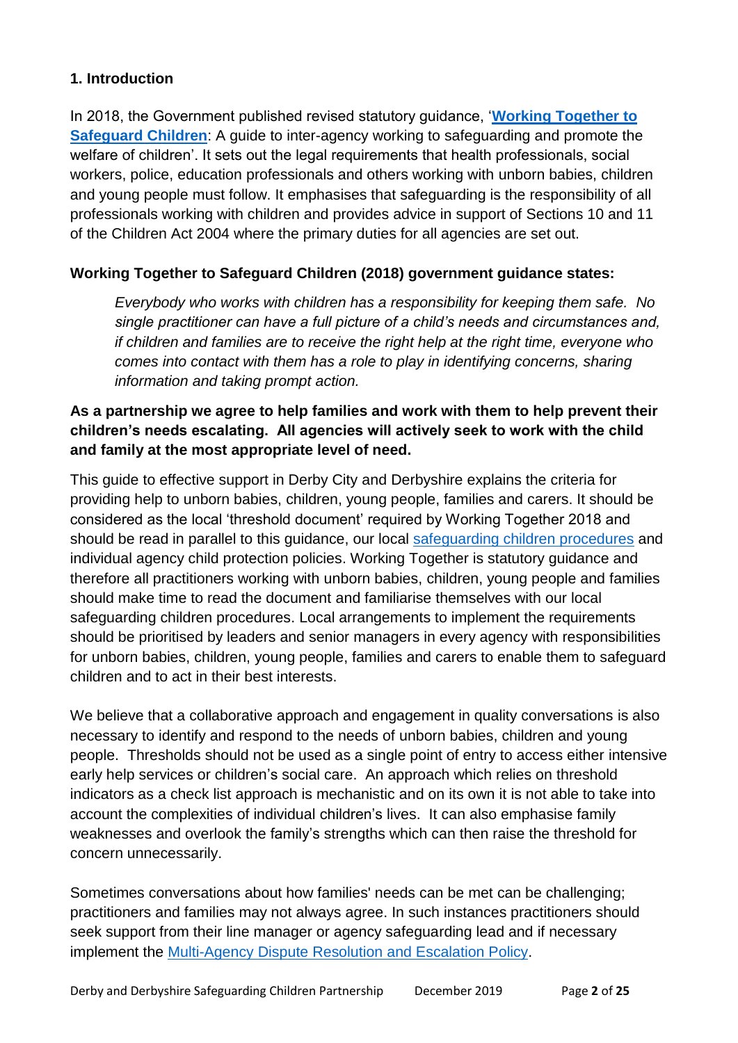## 1. Introduction

In 2018, the Government published revised statutory guidance, '**[Working Together to Safeguard Children](#)**: A guide to inter-agency working to safeguarding and promote the welfare of children'. It sets out the legal requirements that health professionals, social workers, police, education professionals and others working with unborn babies, children and young people must follow. It emphasises that safeguarding is the responsibility of all professionals working with children and provides advice in support of Sections 10 and 11 of the Children Act 2004 where the primary duties for all agencies are set out.

**Working Together to Safeguard Children (2018) government guidance states:**

> *Everybody who works with children has a responsibility for keeping them safe. No single practitioner can have a full picture of a child's needs and circumstances and, if children and families are to receive the right help at the right time, everyone who comes into contact with them has a role to play in identifying concerns, sharing information and taking prompt action.*

**As a partnership we agree to help families and work with them to help prevent their children's needs escalating. All agencies will actively seek to work with the child and family at the most appropriate level of need.**

This guide to effective support in Derby City and Derbyshire explains the criteria for providing help to unborn babies, children, young people, families and carers. It should be considered as the local 'threshold document' required by Working Together 2018 and should be read in parallel to this guidance, our local [safeguarding children procedures](#) and individual agency child protection policies. Working Together is statutory guidance and therefore all practitioners working with unborn babies, children, young people and families should make time to read the document and familiarise themselves with our local safeguarding children procedures. Local arrangements to implement the requirements should be prioritised by leaders and senior managers in every agency with responsibilities for unborn babies, children, young people, families and carers to enable them to safeguard children and to act in their best interests.

We believe that a collaborative approach and engagement in quality conversations is also necessary to identify and respond to the needs of unborn babies, children and young people. Thresholds should not be used as a single point of entry to access either intensive early help services or children's social care. An approach which relies on threshold indicators as a check list approach is mechanistic and on its own it is not able to take into account the complexities of individual children's lives. It can also emphasise family weaknesses and overlook the family's strengths which can then raise the threshold for concern unnecessarily.

Sometimes conversations about how families' needs can be met can be challenging; practitioners and families may not always agree. In such instances practitioners should seek support from their line manager or agency safeguarding lead and if necessary implement the [Multi-Agency Dispute Resolution and Escalation Policy](#).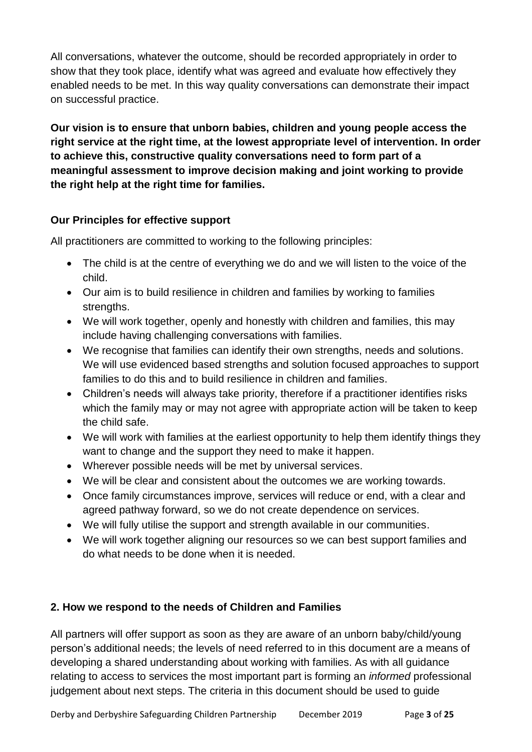All conversations, whatever the outcome, should be recorded appropriately in order to show that they took place, identify what was agreed and evaluate how effectively they enabled needs to be met. In this way quality conversations can demonstrate their impact on successful practice.

**Our vision is to ensure that unborn babies, children and young people access the right service at the right time, at the lowest appropriate level of intervention. In order to achieve this, constructive quality conversations need to form part of a meaningful assessment to improve decision making and joint working to provide the right help at the right time for families.**

### Our Principles for effective support

All practitioners are committed to working to the following principles:

- The child is at the centre of everything we do and we will listen to the voice of the child.
- Our aim is to build resilience in children and families by working to families strengths.
- We will work together, openly and honestly with children and families, this may include having challenging conversations with families.
- We recognise that families can identify their own strengths, needs and solutions. We will use evidenced based strengths and solution focused approaches to support families to do this and to build resilience in children and families.
- Children's needs will always take priority, therefore if a practitioner identifies risks which the family may or may not agree with appropriate action will be taken to keep the child safe.
- We will work with families at the earliest opportunity to help them identify things they want to change and the support they need to make it happen.
- Wherever possible needs will be met by universal services.
- We will be clear and consistent about the outcomes we are working towards.
- Once family circumstances improve, services will reduce or end, with a clear and agreed pathway forward, so we do not create dependence on services.
- We will fully utilise the support and strength available in our communities.
- We will work together aligning our resources so we can best support families and do what needs to be done when it is needed.

## 2. How we respond to the needs of Children and Families

All partners will offer support as soon as they are aware of an unborn baby/child/young person's additional needs; the levels of need referred to in this document are a means of developing a shared understanding about working with families. As with all guidance relating to access to services the most important part is forming an *informed* professional judgement about next steps. The criteria in this document should be used to guide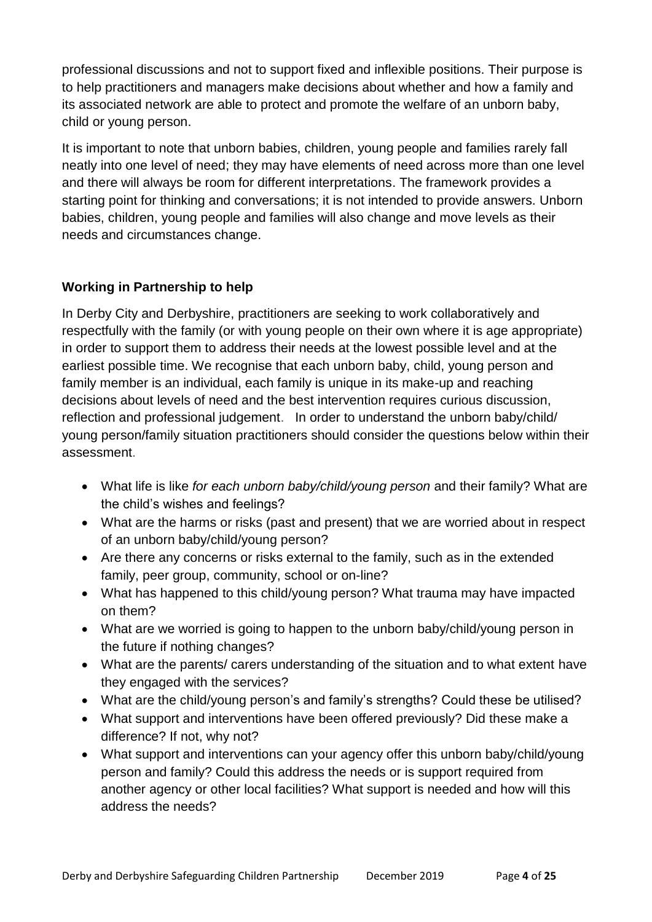professional discussions and not to support fixed and inflexible positions. Their purpose is to help practitioners and managers make decisions about whether and how a family and its associated network are able to protect and promote the welfare of an unborn baby, child or young person.

It is important to note that unborn babies, children, young people and families rarely fall neatly into one level of need; they may have elements of need across more than one level and there will always be room for different interpretations. The framework provides a starting point for thinking and conversations; it is not intended to provide answers. Unborn babies, children, young people and families will also change and move levels as their needs and circumstances change.

**Working in Partnership to help**

In Derby City and Derbyshire, practitioners are seeking to work collaboratively and respectfully with the family (or with young people on their own where it is age appropriate) in order to support them to address their needs at the lowest possible level and at the earliest possible time. We recognise that each unborn baby, child, young person and family member is an individual, each family is unique in its make-up and reaching decisions about levels of need and the best intervention requires curious discussion, reflection and professional judgement. In order to understand the unborn baby/child/ young person/family situation practitioners should consider the questions below within their assessment.

- What life is like *for each unborn baby/child/young person* and their family? What are the child's wishes and feelings?
- What are the harms or risks (past and present) that we are worried about in respect of an unborn baby/child/young person?
- Are there any concerns or risks external to the family, such as in the extended family, peer group, community, school or on-line?
- What has happened to this child/young person? What trauma may have impacted on them?
- What are we worried is going to happen to the unborn baby/child/young person in the future if nothing changes?
- What are the parents/ carers understanding of the situation and to what extent have they engaged with the services?
- What are the child/young person's and family's strengths? Could these be utilised?
- What support and interventions have been offered previously? Did these make a difference? If not, why not?
- What support and interventions can your agency offer this unborn baby/child/young person and family? Could this address the needs or is support required from another agency or other local facilities? What support is needed and how will this address the needs?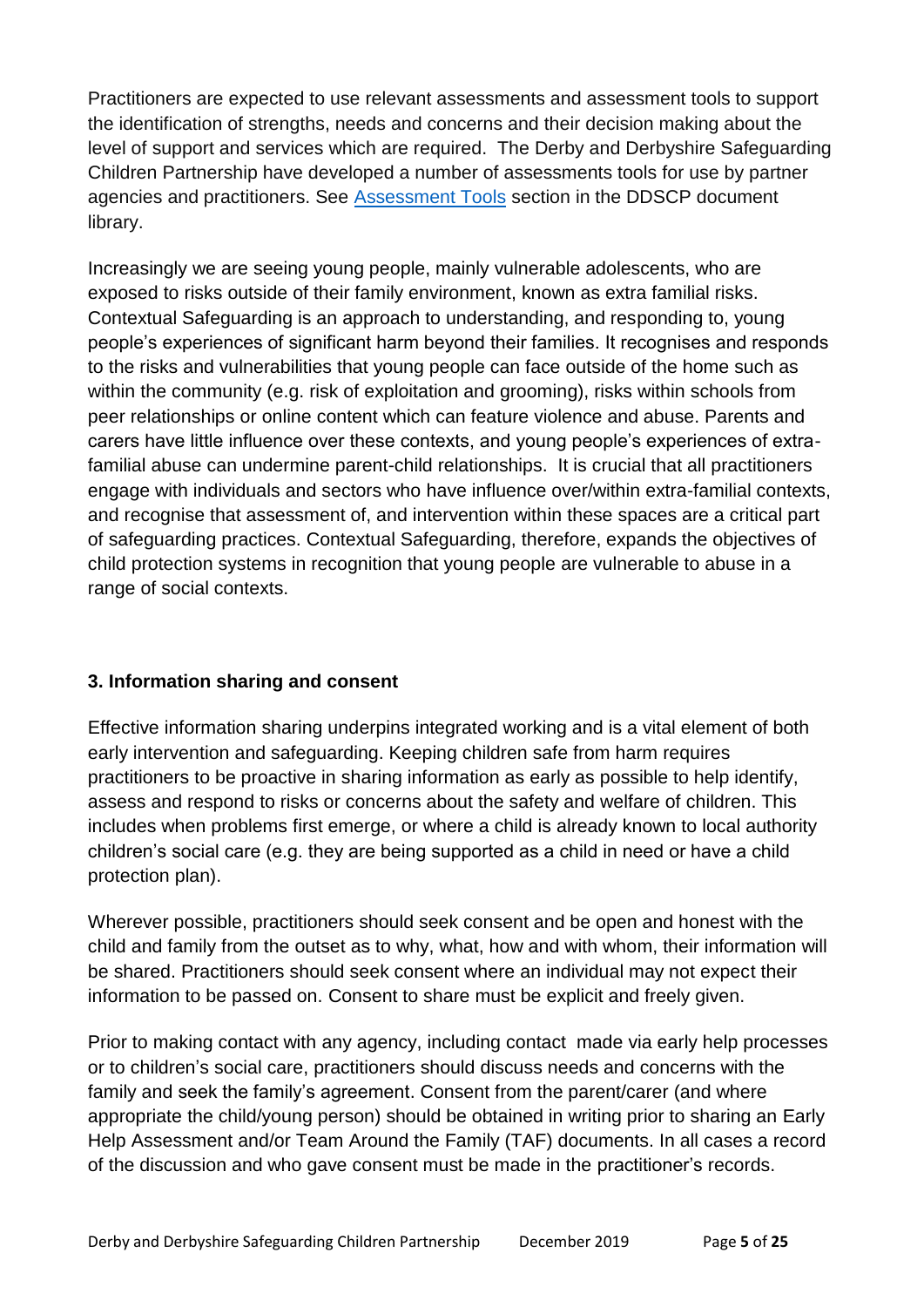Practitioners are expected to use relevant assessments and assessment tools to support the identification of strengths, needs and concerns and their decision making about the level of support and services which are required. The Derby and Derbyshire Safeguarding Children Partnership have developed a number of assessments tools for use by partner agencies and practitioners. See [Assessment Tools] section in the DDSCP document library.

Increasingly we are seeing young people, mainly vulnerable adolescents, who are exposed to risks outside of their family environment, known as extra familial risks. Contextual Safeguarding is an approach to understanding, and responding to, young people's experiences of significant harm beyond their families. It recognises and responds to the risks and vulnerabilities that young people can face outside of the home such as within the community (e.g. risk of exploitation and grooming), risks within schools from peer relationships or online content which can feature violence and abuse. Parents and carers have little influence over these contexts, and young people's experiences of extra-familial abuse can undermine parent-child relationships. It is crucial that all practitioners engage with individuals and sectors who have influence over/within extra-familial contexts, and recognise that assessment of, and intervention within these spaces are a critical part of safeguarding practices. Contextual Safeguarding, therefore, expands the objectives of child protection systems in recognition that young people are vulnerable to abuse in a range of social contexts.

## 3. Information sharing and consent

Effective information sharing underpins integrated working and is a vital element of both early intervention and safeguarding. Keeping children safe from harm requires practitioners to be proactive in sharing information as early as possible to help identify, assess and respond to risks or concerns about the safety and welfare of children. This includes when problems first emerge, or where a child is already known to local authority children's social care (e.g. they are being supported as a child in need or have a child protection plan).

Wherever possible, practitioners should seek consent and be open and honest with the child and family from the outset as to why, what, how and with whom, their information will be shared. Practitioners should seek consent where an individual may not expect their information to be passed on. Consent to share must be explicit and freely given.

Prior to making contact with any agency, including contact made via early help processes or to children's social care, practitioners should discuss needs and concerns with the family and seek the family's agreement. Consent from the parent/carer (and where appropriate the child/young person) should be obtained in writing prior to sharing an Early Help Assessment and/or Team Around the Family (TAF) documents. In all cases a record of the discussion and who gave consent must be made in the practitioner's records.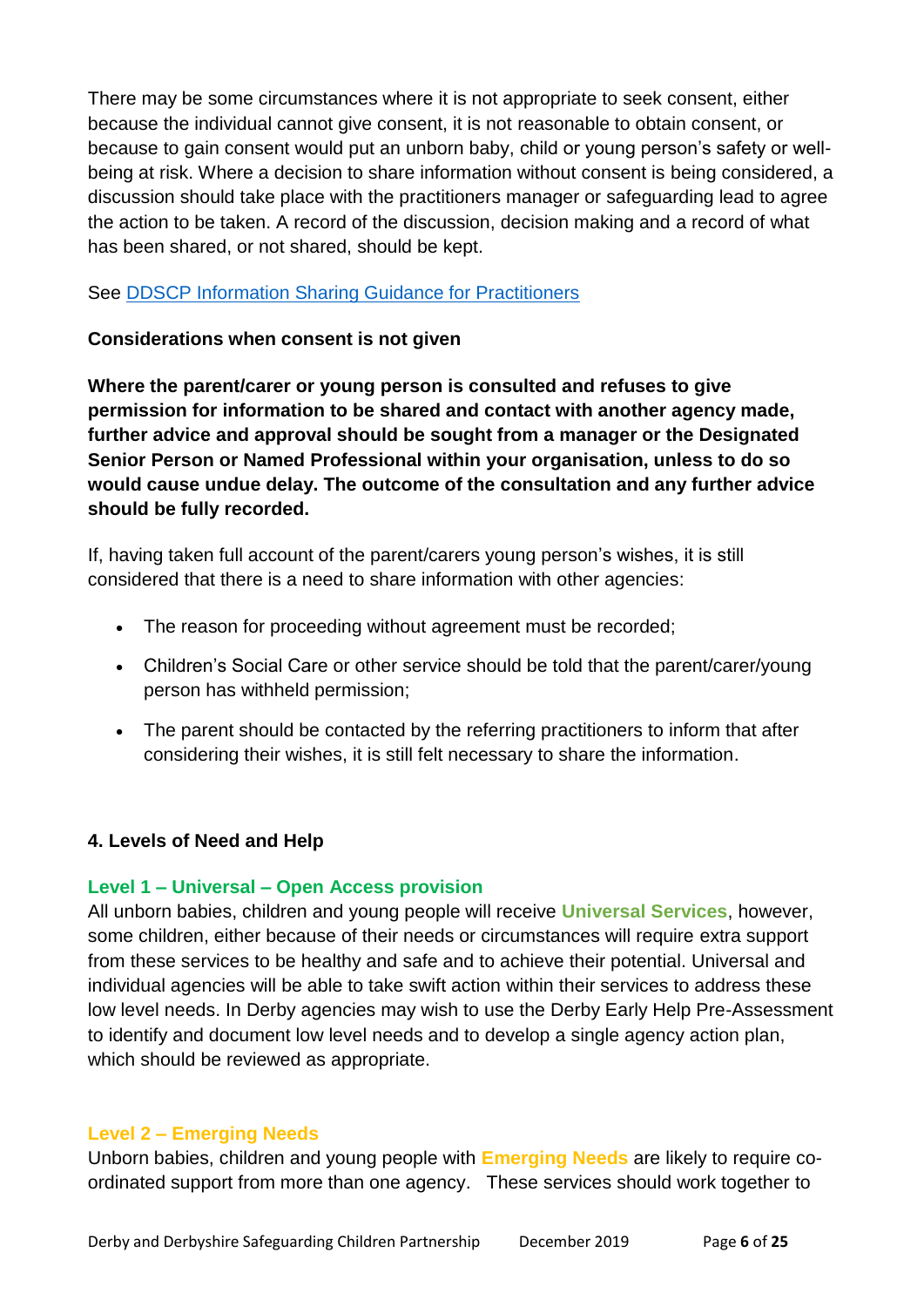There may be some circumstances where it is not appropriate to seek consent, either because the individual cannot give consent, it is not reasonable to obtain consent, or because to gain consent would put an unborn baby, child or young person's safety or well-being at risk. Where a decision to share information without consent is being considered, a discussion should take place with the practitioners manager or safeguarding lead to agree the action to be taken. A record of the discussion, decision making and a record of what has been shared, or not shared, should be kept.

See DDSCP Information Sharing Guidance for Practitioners

**Considerations when consent is not given**

**Where the parent/carer or young person is consulted and refuses to give permission for information to be shared and contact with another agency made, further advice and approval should be sought from a manager or the Designated Senior Person or Named Professional within your organisation, unless to do so would cause undue delay. The outcome of the consultation and any further advice should be fully recorded.**

If, having taken full account of the parent/carers young person's wishes, it is still considered that there is a need to share information with other agencies:

- The reason for proceeding without agreement must be recorded;
- Children's Social Care or other service should be told that the parent/carer/young person has withheld permission;
- The parent should be contacted by the referring practitioners to inform that after considering their wishes, it is still felt necessary to share the information.

## 4. Levels of Need and Help

### Level 1 – Universal – Open Access provision

All unborn babies, children and young people will receive **Universal Services**, however, some children, either because of their needs or circumstances will require extra support from these services to be healthy and safe and to achieve their potential. Universal and individual agencies will be able to take swift action within their services to address these low level needs. In Derby agencies may wish to use the Derby Early Help Pre-Assessment to identify and document low level needs and to develop a single agency action plan, which should be reviewed as appropriate.

### Level 2 – Emerging Needs

Unborn babies, children and young people with **Emerging Needs** are likely to require co-ordinated support from more than one agency. These services should work together to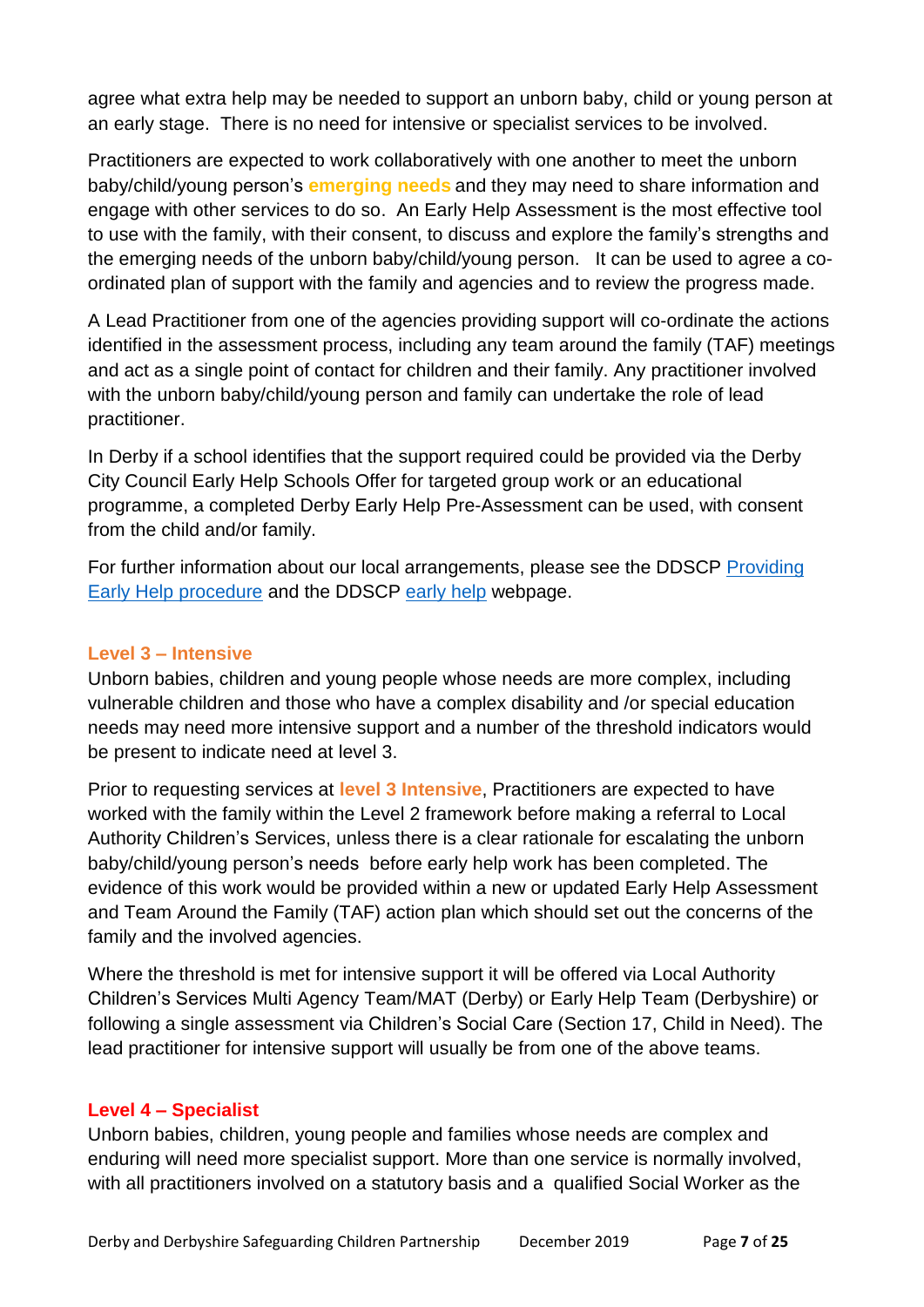agree what extra help may be needed to support an unborn baby, child or young person at an early stage. There is no need for intensive or specialist services to be involved.

Practitioners are expected to work collaboratively with one another to meet the unborn baby/child/young person's **emerging needs** and they may need to share information and engage with other services to do so. An Early Help Assessment is the most effective tool to use with the family, with their consent, to discuss and explore the family's strengths and the emerging needs of the unborn baby/child/young person. It can be used to agree a co-ordinated plan of support with the family and agencies and to review the progress made.

A Lead Practitioner from one of the agencies providing support will co-ordinate the actions identified in the assessment process, including any team around the family (TAF) meetings and act as a single point of contact for children and their family. Any practitioner involved with the unborn baby/child/young person and family can undertake the role of lead practitioner.

In Derby if a school identifies that the support required could be provided via the Derby City Council Early Help Schools Offer for targeted group work or an educational programme, a completed Derby Early Help Pre-Assessment can be used, with consent from the child and/or family.

For further information about our local arrangements, please see the DDSCP Providing Early Help procedure and the DDSCP early help webpage.

### Level 3 – Intensive

Unborn babies, children and young people whose needs are more complex, including vulnerable children and those who have a complex disability and /or special education needs may need more intensive support and a number of the threshold indicators would be present to indicate need at level 3.

Prior to requesting services at **level 3 Intensive**, Practitioners are expected to have worked with the family within the Level 2 framework before making a referral to Local Authority Children's Services, unless there is a clear rationale for escalating the unborn baby/child/young person's needs before early help work has been completed. The evidence of this work would be provided within a new or updated Early Help Assessment and Team Around the Family (TAF) action plan which should set out the concerns of the family and the involved agencies.

Where the threshold is met for intensive support it will be offered via Local Authority Children's Services Multi Agency Team/MAT (Derby) or Early Help Team (Derbyshire) or following a single assessment via Children's Social Care (Section 17, Child in Need). The lead practitioner for intensive support will usually be from one of the above teams.

### Level 4 – Specialist

Unborn babies, children, young people and families whose needs are complex and enduring will need more specialist support. More than one service is normally involved, with all practitioners involved on a statutory basis and a qualified Social Worker as the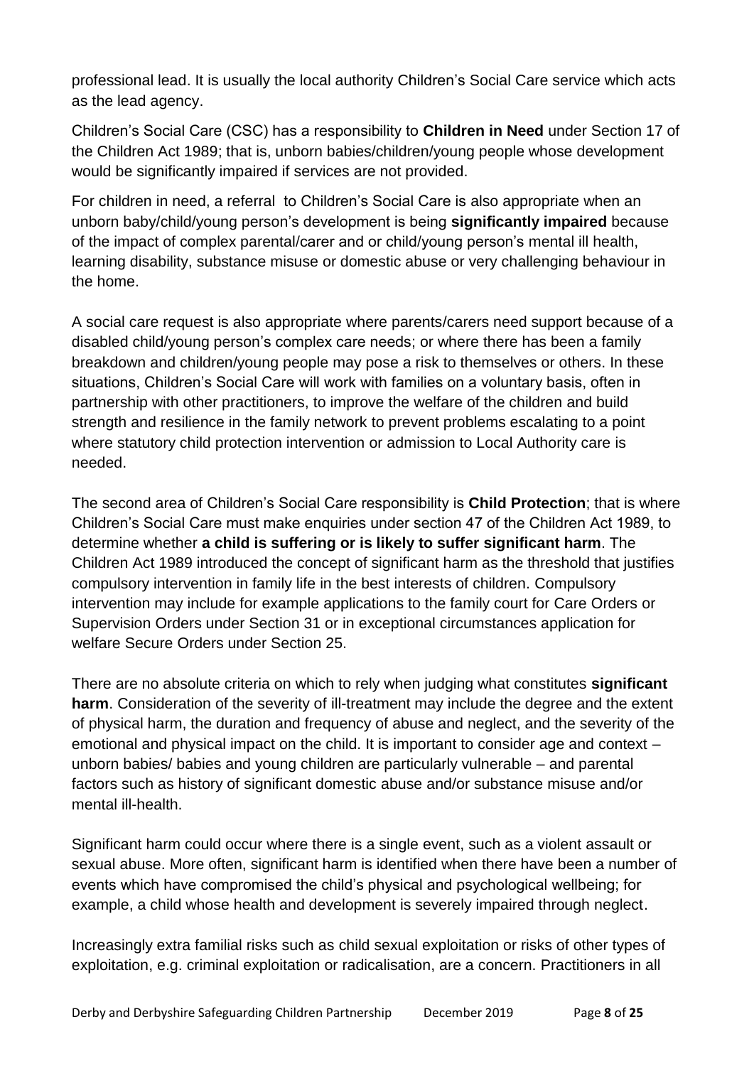professional lead. It is usually the local authority Children's Social Care service which acts as the lead agency.

Children's Social Care (CSC) has a responsibility to **Children in Need** under Section 17 of the Children Act 1989; that is, unborn babies/children/young people whose development would be significantly impaired if services are not provided.

For children in need, a referral to Children's Social Care is also appropriate when an unborn baby/child/young person's development is being **significantly impaired** because of the impact of complex parental/carer and or child/young person's mental ill health, learning disability, substance misuse or domestic abuse or very challenging behaviour in the home.

A social care request is also appropriate where parents/carers need support because of a disabled child/young person's complex care needs; or where there has been a family breakdown and children/young people may pose a risk to themselves or others. In these situations, Children's Social Care will work with families on a voluntary basis, often in partnership with other practitioners, to improve the welfare of the children and build strength and resilience in the family network to prevent problems escalating to a point where statutory child protection intervention or admission to Local Authority care is needed.

The second area of Children's Social Care responsibility is **Child Protection**; that is where Children's Social Care must make enquiries under section 47 of the Children Act 1989, to determine whether **a child is suffering or is likely to suffer significant harm**. The Children Act 1989 introduced the concept of significant harm as the threshold that justifies compulsory intervention in family life in the best interests of children. Compulsory intervention may include for example applications to the family court for Care Orders or Supervision Orders under Section 31 or in exceptional circumstances application for welfare Secure Orders under Section 25.

There are no absolute criteria on which to rely when judging what constitutes **significant harm**. Consideration of the severity of ill-treatment may include the degree and the extent of physical harm, the duration and frequency of abuse and neglect, and the severity of the emotional and physical impact on the child. It is important to consider age and context – unborn babies/ babies and young children are particularly vulnerable – and parental factors such as history of significant domestic abuse and/or substance misuse and/or mental ill-health.

Significant harm could occur where there is a single event, such as a violent assault or sexual abuse. More often, significant harm is identified when there have been a number of events which have compromised the child's physical and psychological wellbeing; for example, a child whose health and development is severely impaired through neglect.

Increasingly extra familial risks such as child sexual exploitation or risks of other types of exploitation, e.g. criminal exploitation or radicalisation, are a concern. Practitioners in all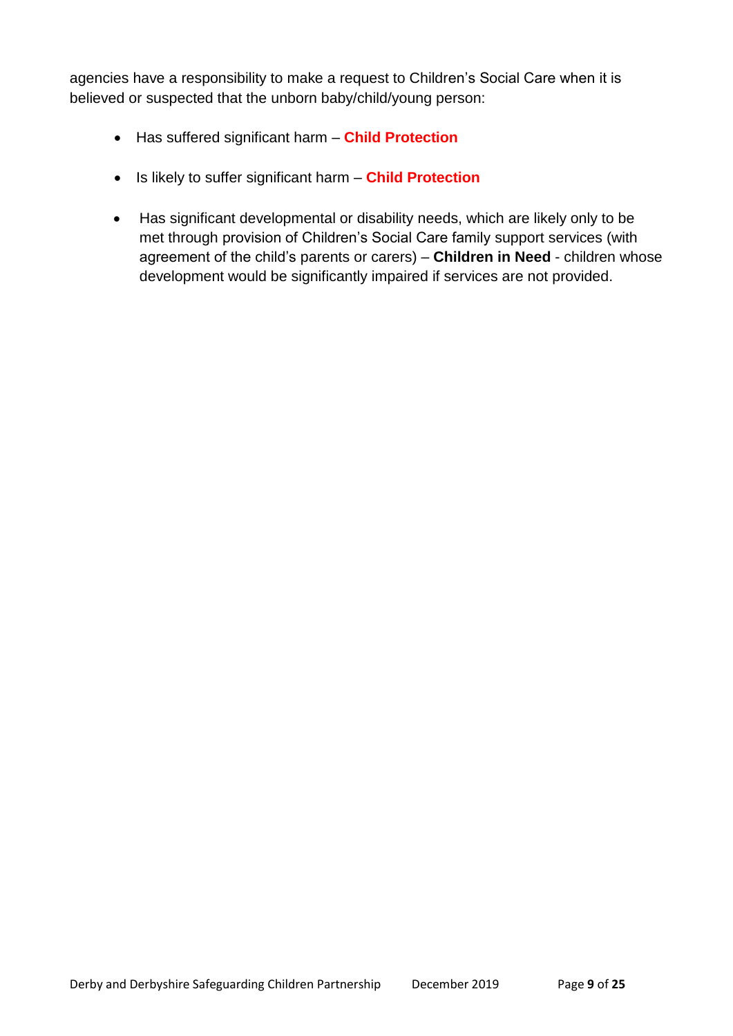agencies have a responsibility to make a request to Children's Social Care when it is believed or suspected that the unborn baby/child/young person:

- Has suffered significant harm – **Child Protection**
- Is likely to suffer significant harm – **Child Protection**
- Has significant developmental or disability needs, which are likely only to be met through provision of Children's Social Care family support services (with agreement of the child's parents or carers) – **Children in Need** - children whose development would be significantly impaired if services are not provided.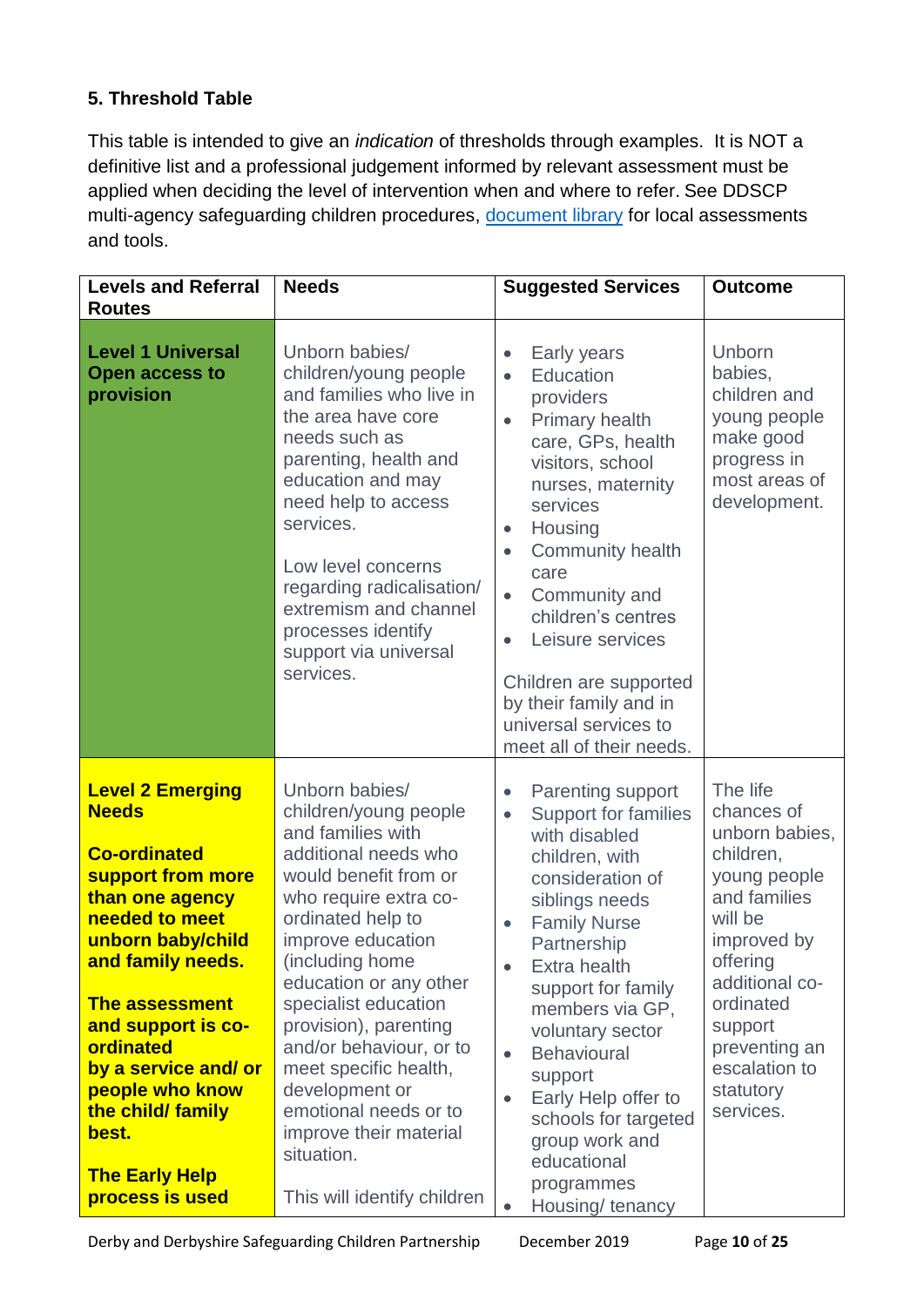**5. Threshold Table**

This table is intended to give an *indication* of thresholds through examples. It is NOT a definitive list and a professional judgement informed by relevant assessment must be applied when deciding the level of intervention when and where to refer. See DDSCP multi-agency safeguarding children procedures, document library for local assessments and tools.

| Levels and Referral Routes | Needs | Suggested Services | Outcome |
|---|---|---|---|
| **Level 1 Universal Open access to provision** | Unborn babies/ children/young people and families who live in the area have core needs such as parenting, health and education and may need help to access services.<br><br>Low level concerns regarding radicalisation/ extremism and channel processes identify support via universal services. | • Early years<br>• Education providers<br>• Primary health care, GPs, health visitors, school nurses, maternity services<br>• Housing<br>• Community health care<br>• Community and children's centres<br>• Leisure services<br><br>Children are supported by their family and in universal services to meet all of their needs. | Unborn babies, children and young people make good progress in most areas of development. |
| **Level 2 Emerging Needs**<br><br>**Co-ordinated support from more than one agency needed to meet unborn baby/child and family needs.**<br><br>**The assessment and support is co-ordinated by a service and/ or people who know the child/ family best.**<br><br>**The Early Help process is used** | Unborn babies/ children/young people and families with additional needs who would benefit from or who require extra co-ordinated help to improve education (including home education or any other specialist education provision), parenting and/or behaviour, or to meet specific health, development or emotional needs or to improve their material situation.<br><br>This will identify children | • Parenting support<br>• Support for families with disabled children, with consideration of siblings needs<br>• Family Nurse Partnership<br>• Extra health support for family members via GP, voluntary sector<br>• Behavioural support<br>• Early Help offer to schools for targeted group work and educational programmes<br>• Housing/ tenancy | The life chances of unborn babies, children, young people and families will be improved by offering additional co-ordinated support preventing an escalation to statutory services. |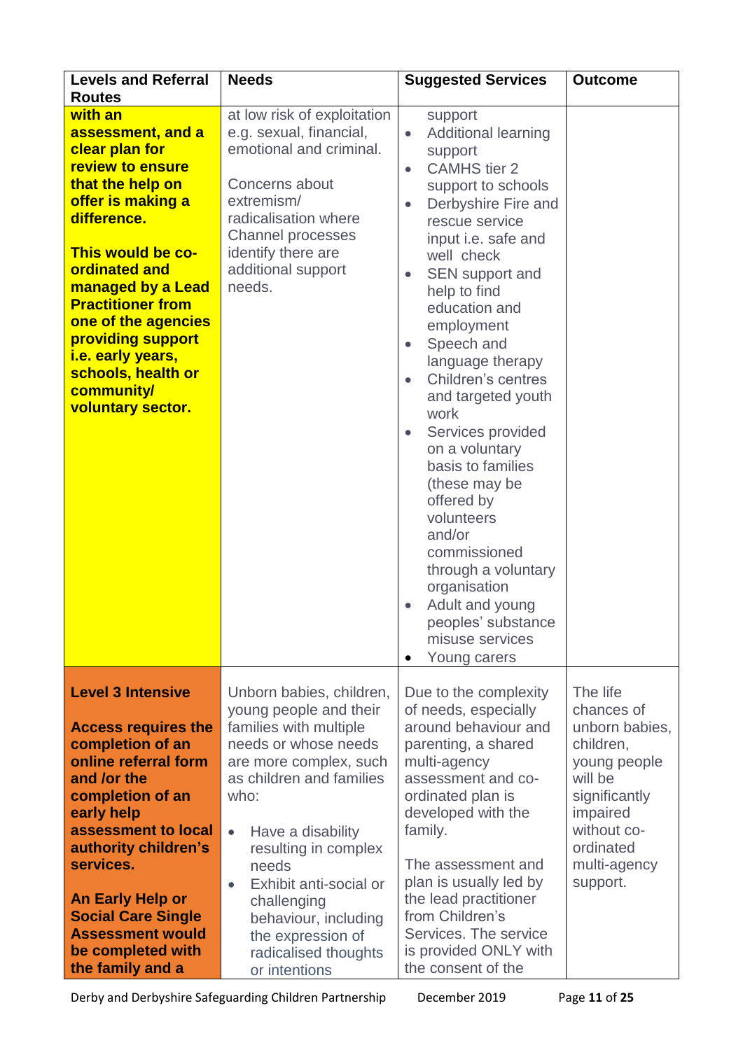| Levels and Referral Routes | Needs | Suggested Services | Outcome |
|---|---|---|---|
| **with an assessment, and a clear plan for review to ensure that the help on offer is making a difference.**<br><br>**This would be co-ordinated and managed by a Lead Practitioner from one of the agencies providing support i.e. early years, schools, health or community/ voluntary sector.** | at low risk of exploitation e.g. sexual, financial, emotional and criminal.<br><br>Concerns about extremism/ radicalisation where Channel processes identify there are additional support needs. | support<br>• Additional learning support<br>• CAMHS tier 2 support to schools<br>• Derbyshire Fire and rescue service input i.e. safe and well check<br>• SEN support and help to find education and employment<br>• Speech and language therapy<br>• Children's centres and targeted youth work<br>• Services provided on a voluntary basis to families (these may be offered by volunteers and/or commissioned through a voluntary organisation<br>• Adult and young peoples' substance misuse services<br>• Young carers | |
| **Level 3 Intensive**<br><br>**Access requires the completion of an online referral form and /or the completion of an early help assessment to local authority children's services.**<br><br>**An Early Help or Social Care Single Assessment would be completed with the family and a** | Unborn babies, children, young people and their families with multiple needs or whose needs are more complex, such as children and families who:<br><br>• Have a disability resulting in complex needs<br>• Exhibit anti-social or challenging behaviour, including the expression of radicalised thoughts or intentions | Due to the complexity of needs, especially around behaviour and parenting, a shared multi-agency assessment and co-ordinated plan is developed with the family.<br><br>The assessment and plan is usually led by the lead practitioner from Children's Services. The service is provided ONLY with the consent of the | The life chances of unborn babies, children, young people will be significantly impaired without co-ordinated multi-agency support. |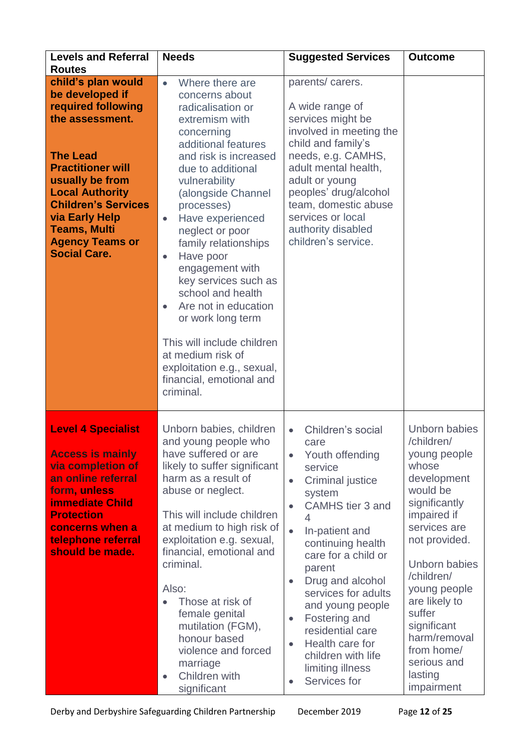| Levels and Referral Routes | Needs | Suggested Services | Outcome |
|---|---|---|---|
| **child's plan would be developed if required following the assessment.**<br><br>**The Lead Practitioner will usually be from Local Authority Children's Services via Early Help Teams, Multi Agency Teams or Social Care.** | • Where there are concerns about radicalisation or extremism with concerning additional features and risk is increased due to additional vulnerability (alongside Channel processes)<br>• Have experienced neglect or poor family relationships<br>• Have poor engagement with key services such as school and health<br>• Are not in education or work long term<br><br>This will include children at medium risk of exploitation e.g., sexual, financial, emotional and criminal. | parents/ carers.<br><br>A wide range of services might be involved in meeting the child and family's needs, e.g. CAMHS, adult mental health, adult or young peoples' drug/alcohol team, domestic abuse services or local authority disabled children's service. | |
| **Level 4 Specialist**<br><br>**Access is mainly via completion of an online referral form, unless immediate Child Protection concerns when a telephone referral should be made.** | Unborn babies, children and young people who have suffered or are likely to suffer significant harm as a result of abuse or neglect.<br><br>This will include children at medium to high risk of exploitation e.g. sexual, financial, emotional and criminal.<br><br>Also:<br>• Those at risk of female genital mutilation (FGM), honour based violence and forced marriage<br>• Children with significant | • Children's social care<br>• Youth offending service<br>• Criminal justice system<br>• CAMHS tier 3 and 4<br>• In-patient and continuing health care for a child or parent<br>• Drug and alcohol services for adults and young people<br>• Fostering and residential care<br>• Health care for children with life limiting illness<br>• Services for | Unborn babies /children/ young people whose development would be significantly impaired if services are not provided.<br><br>Unborn babies /children/ young people are likely to suffer significant harm/removal from home/ serious and lasting impairment |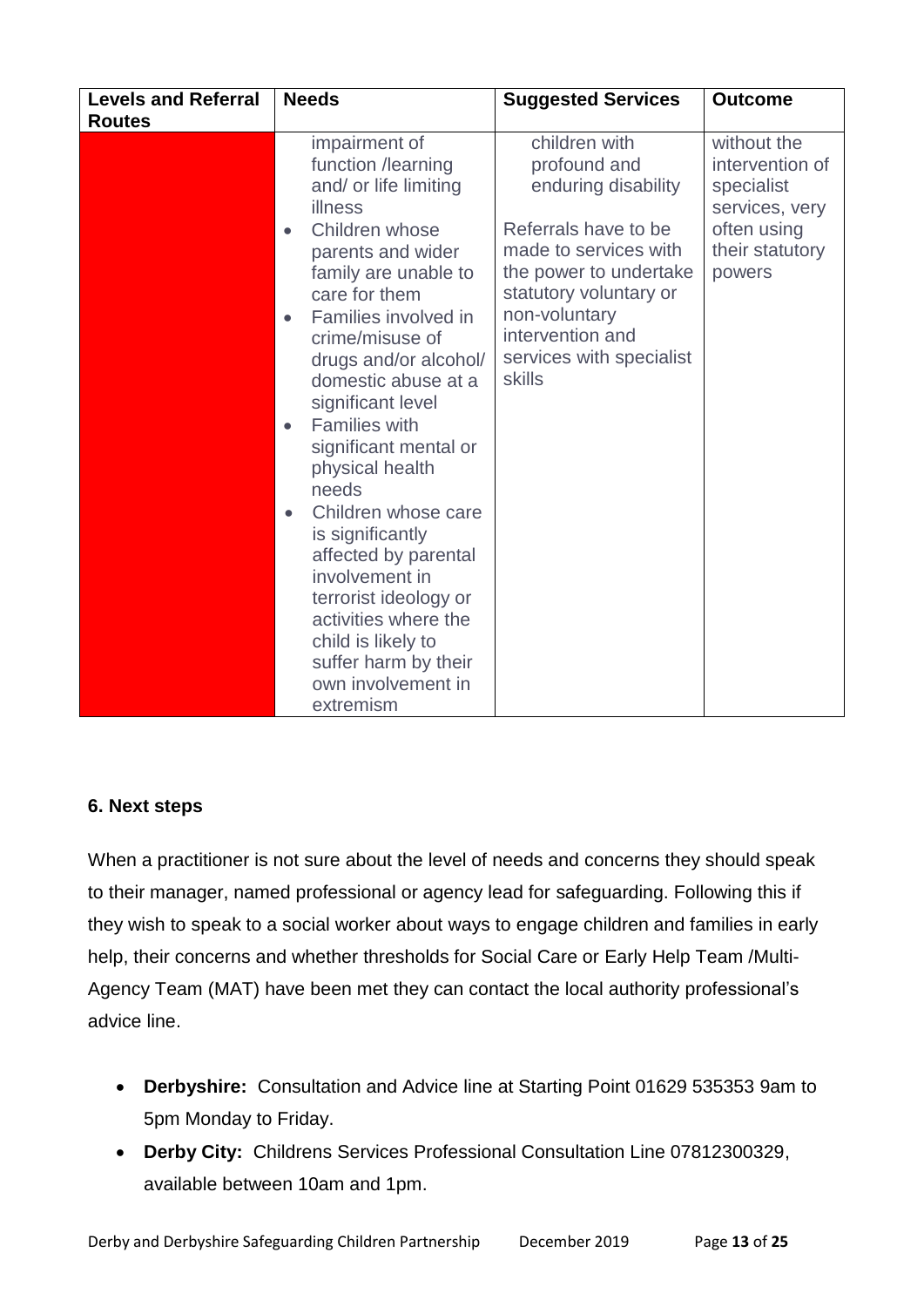| Levels and Referral Routes | Needs | Suggested Services | Outcome |
|---|---|---|---|
| | impairment of function /learning and/ or life limiting illness<br>• Children whose parents and wider family are unable to care for them<br>• Families involved in crime/misuse of drugs and/or alcohol/ domestic abuse at a significant level<br>• Families with significant mental or physical health needs<br>• Children whose care is significantly affected by parental involvement in terrorist ideology or activities where the child is likely to suffer harm by their own involvement in extremism | children with profound and enduring disability<br><br>Referrals have to be made to services with the power to undertake statutory voluntary or non-voluntary intervention and services with specialist skills | without the intervention of specialist services, very often using their statutory powers |

### 6. Next steps

When a practitioner is not sure about the level of needs and concerns they should speak to their manager, named professional or agency lead for safeguarding. Following this if they wish to speak to a social worker about ways to engage children and families in early help, their concerns and whether thresholds for Social Care or Early Help Team /Multi-Agency Team (MAT) have been met they can contact the local authority professional's advice line.

- **Derbyshire:** Consultation and Advice line at Starting Point 01629 535353 9am to 5pm Monday to Friday.
- **Derby City:** Childrens Services Professional Consultation Line 07812300329, available between 10am and 1pm.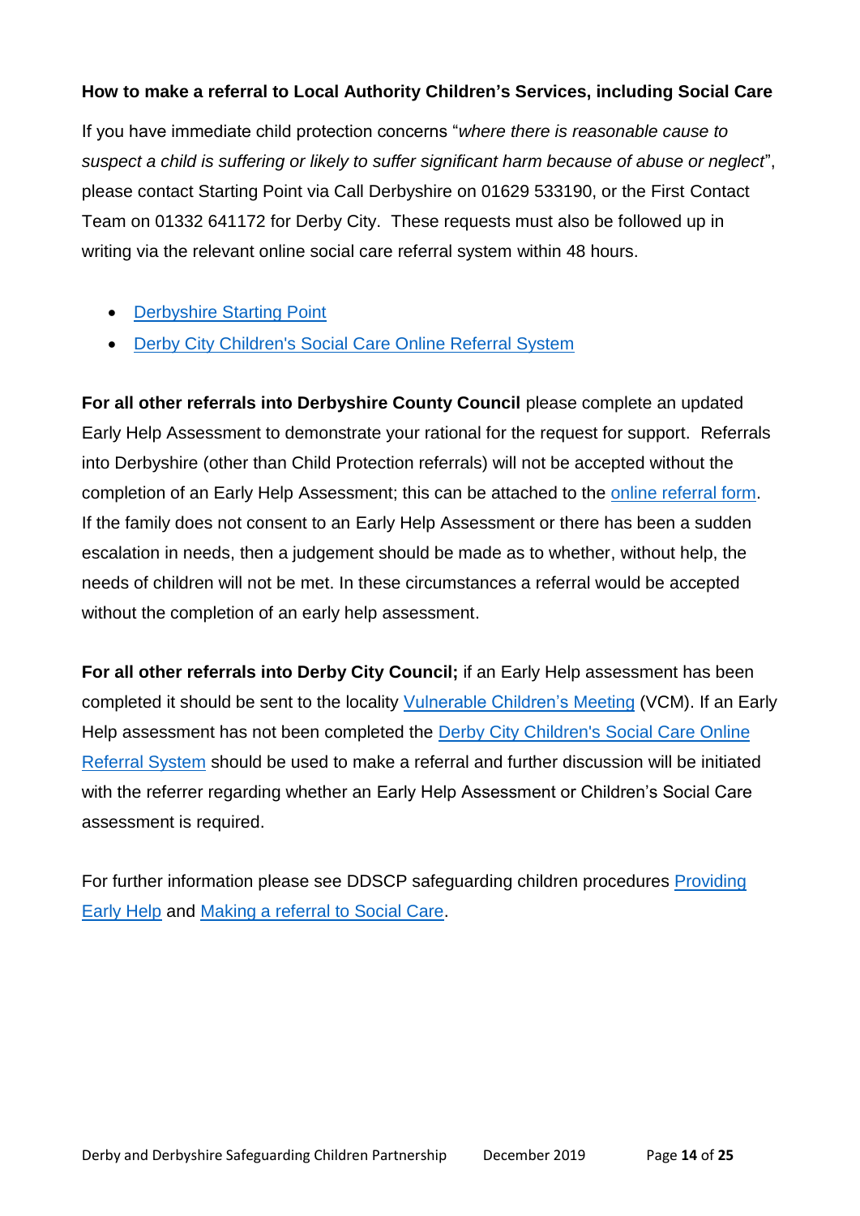**How to make a referral to Local Authority Children's Services, including Social Care**

If you have immediate child protection concerns "*where there is reasonable cause to suspect a child is suffering or likely to suffer significant harm because of abuse or neglect*", please contact Starting Point via Call Derbyshire on 01629 533190, or the First Contact Team on 01332 641172 for Derby City. These requests must also be followed up in writing via the relevant online social care referral system within 48 hours.

- Derbyshire Starting Point
- Derby City Children's Social Care Online Referral System

**For all other referrals into Derbyshire County Council** please complete an updated Early Help Assessment to demonstrate your rational for the request for support. Referrals into Derbyshire (other than Child Protection referrals) will not be accepted without the completion of an Early Help Assessment; this can be attached to the online referral form. If the family does not consent to an Early Help Assessment or there has been a sudden escalation in needs, then a judgement should be made as to whether, without help, the needs of children will not be met. In these circumstances a referral would be accepted without the completion of an early help assessment.

**For all other referrals into Derby City Council;** if an Early Help assessment has been completed it should be sent to the locality Vulnerable Children's Meeting (VCM). If an Early Help assessment has not been completed the Derby City Children's Social Care Online Referral System should be used to make a referral and further discussion will be initiated with the referrer regarding whether an Early Help Assessment or Children's Social Care assessment is required.

For further information please see DDSCP safeguarding children procedures Providing Early Help and Making a referral to Social Care.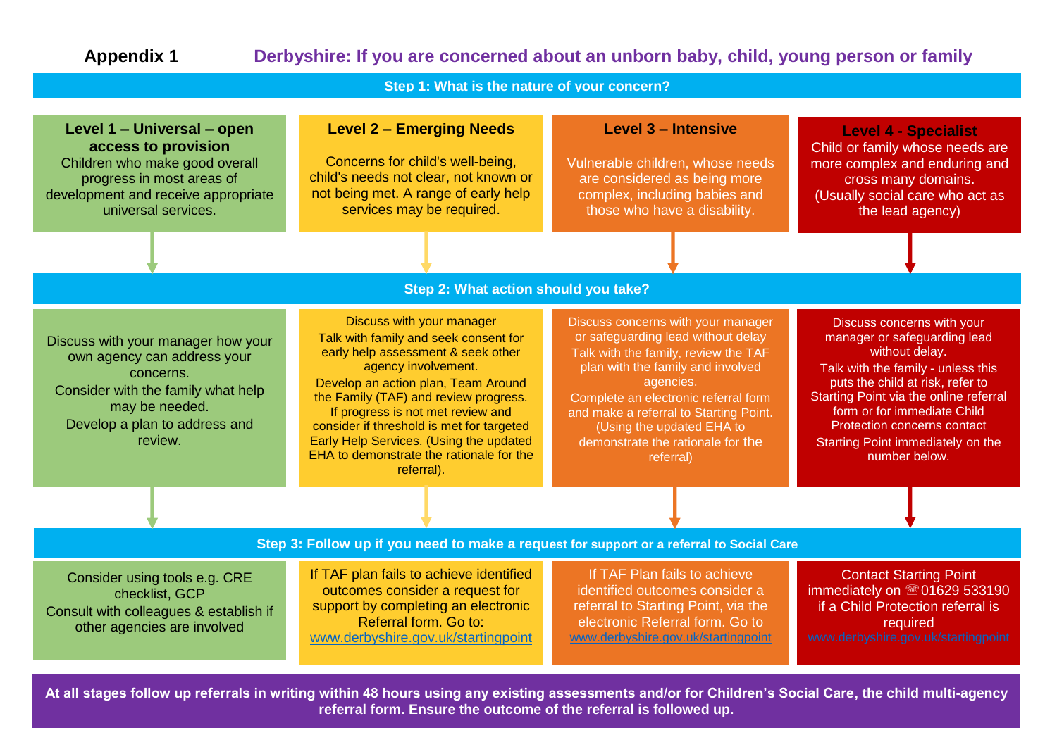**Appendix 1**

# Derbyshire: If you are concerned about an unborn baby, child, young person or family

## Step 1: What is the nature of your concern?

| Level 1 – Universal – open access to provision | Level 2 – Emerging Needs | Level 3 – Intensive | Level 4 - Specialist |
|---|---|---|---|
| Children who make good overall progress in most areas of development and receive appropriate universal services. | Concerns for child's well-being, child's needs not clear, not known or not being met. A range of early help services may be required. | Vulnerable children, whose needs are considered as being more complex, including babies and those who have a disability. | Child or family whose needs are more complex and enduring and cross many domains. (Usually social care who act as the lead agency) |

## Step 2: What action should you take?

| Level 1 | Level 2 | Level 3 | Level 4 |
|---|---|---|---|
| Discuss with your manager how your own agency can address your concerns. Consider with the family what help may be needed. Develop a plan to address and review. | Discuss with your manager. Talk with family and seek consent for early help assessment & seek other agency involvement. Develop an action plan, Team Around the Family (TAF) and review progress. If progress is not met review and consider if threshold is met for targeted Early Help Services. (Using the updated EHA to demonstrate the rationale for the referral). | Discuss concerns with your manager or safeguarding lead without delay. Talk with the family, review the TAF plan with the family and involved agencies. Complete an electronic referral form and make a referral to Starting Point. (Using the updated EHA to demonstrate the rationale for the referral) | Discuss concerns with your manager or safeguarding lead without delay. Talk with the family - unless this puts the child at risk, refer to Starting Point via the online referral form or for immediate Child Protection concerns contact Starting Point immediately on the number below. |

## Step 3: Follow up if you need to make a request for support or a referral to Social Care

| Level 1 | Level 2 | Level 3 | Level 4 |
|---|---|---|---|
| Consider using tools e.g. CRE checklist, GCP. Consult with colleagues & establish if other agencies are involved | If TAF plan fails to achieve identified outcomes consider a request for support by completing an electronic Referral form. Go to: www.derbyshire.gov.uk/startingpoint | If TAF Plan fails to achieve identified outcomes consider a referral to Starting Point, via the electronic Referral form. Go to www.derbyshire.gov.uk/startingpoint | Contact Starting Point immediately on ☏01629 533190 if a Child Protection referral is required www.derbyshire.gov.uk/startingpoint |

**At all stages follow up referrals in writing within 48 hours using any existing assessments and/or for Children's Social Care, the child multi-agency referral form. Ensure the outcome of the referral is followed up.**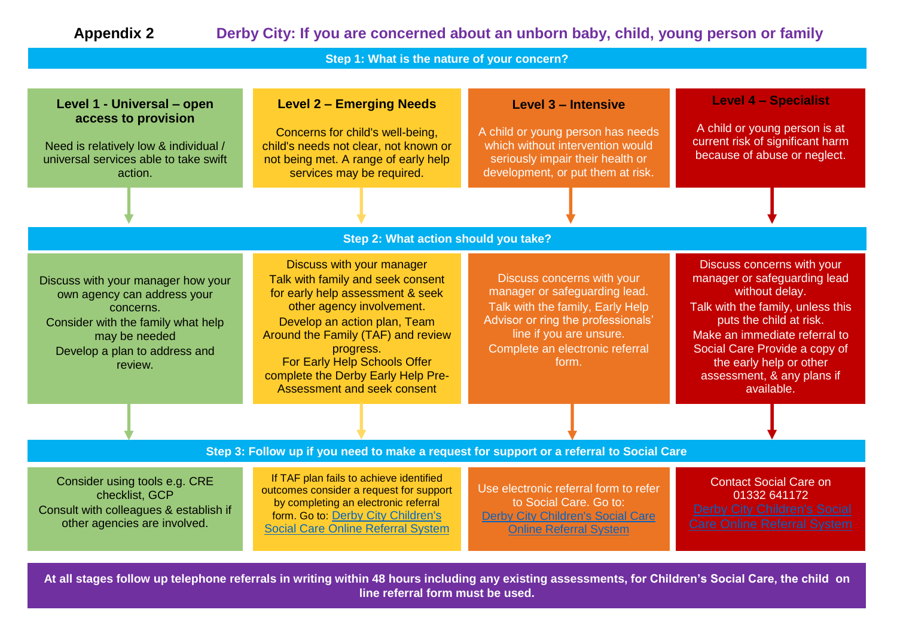**Appendix 2**

# Derby City: If you are concerned about an unborn baby, child, young person or family

## Step 1: What is the nature of your concern?

| Level 1 - Universal – open access to provision | Level 2 – Emerging Needs | Level 3 – Intensive | Level 4 – Specialist |
|---|---|---|---|
| Need is relatively low & individual / universal services able to take swift action. | Concerns for child's well-being, child's needs not clear, not known or not being met. A range of early help services may be required. | A child or young person has needs which without intervention would seriously impair their health or development, or put them at risk. | A child or young person is at current risk of significant harm because of abuse or neglect. |

## Step 2: What action should you take?

| Level 1 | Level 2 | Level 3 | Level 4 |
|---|---|---|---|
| Discuss with your manager how your own agency can address your concerns. Consider with the family what help may be needed Develop a plan to address and review. | Discuss with your manager Talk with family and seek consent for early help assessment & seek other agency involvement. Develop an action plan, Team Around the Family (TAF) and review progress. For Early Help Schools Offer complete the Derby Early Help Pre-Assessment and seek consent | Discuss concerns with your manager or safeguarding lead. Talk with the family, Early Help Advisor or ring the professionals' line if you are unsure. Complete an electronic referral form. | Discuss concerns with your manager or safeguarding lead without delay. Talk with the family, unless this puts the child at risk. Make an immediate referral to Social Care Provide a copy of the early help or other assessment, & any plans if available. |

## Step 3: Follow up if you need to make a request for support or a referral to Social Care

| Level 1 | Level 2 | Level 3 | Level 4 |
|---|---|---|---|
| Consider using tools e.g. CRE checklist, GCP Consult with colleagues & establish if other agencies are involved. | If TAF plan fails to achieve identified outcomes consider a request for support by completing an electronic referral form. Go to: Derby City Children's Social Care Online Referral System | Use electronic referral form to refer to Social Care. Go to: Derby City Children's Social Care Online Referral System | Contact Social Care on 01332 641172 Derby City Children's Social Care Online Referral System |

**At all stages follow up telephone referrals in writing within 48 hours including any existing assessments, for Children's Social Care, the child on line referral form must be used.**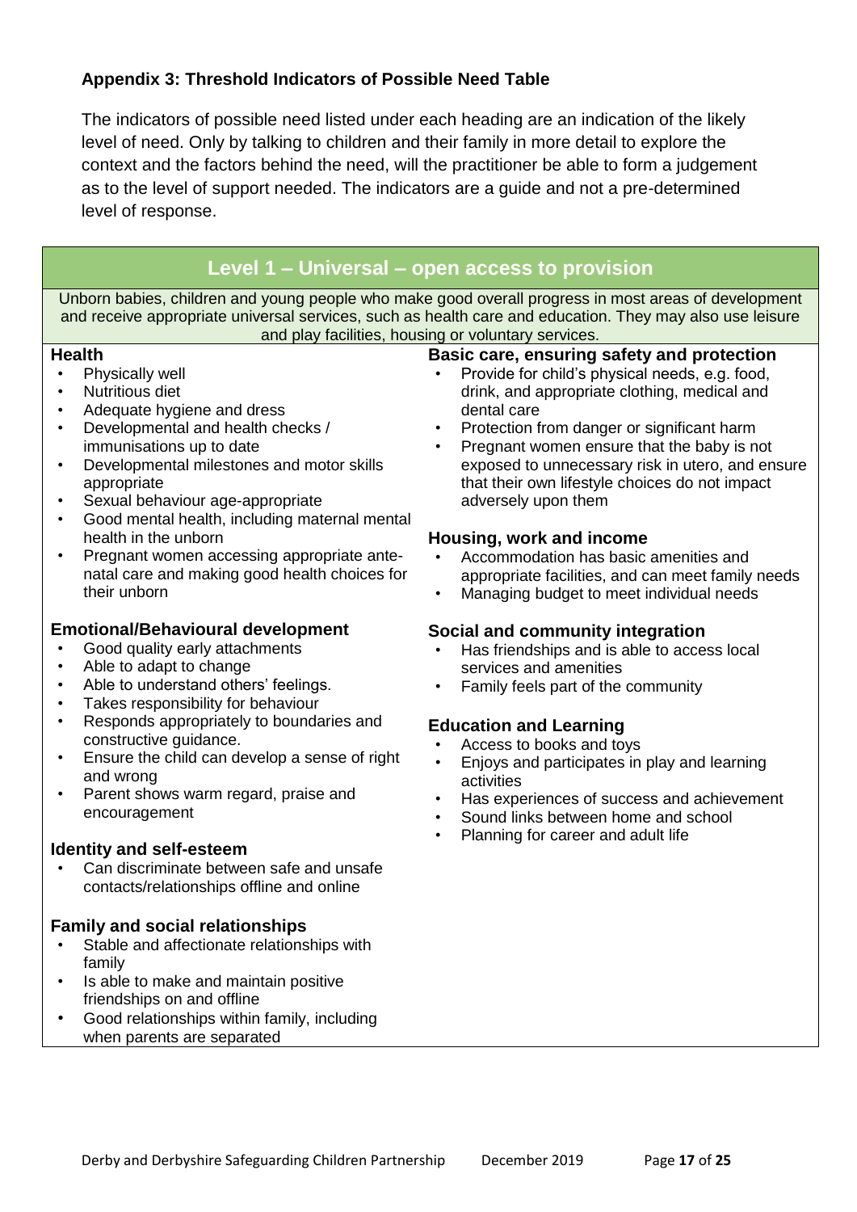### Appendix 3: Threshold Indicators of Possible Need Table

The indicators of possible need listed under each heading are an indication of the likely level of need. Only by talking to children and their family in more detail to explore the context and the factors behind the need, will the practitioner be able to form a judgement as to the level of support needed. The indicators are a guide and not a pre-determined level of response.

## Level 1 – Universal – open access to provision

Unborn babies, children and young people who make good overall progress in most areas of development and receive appropriate universal services, such as health care and education. They may also use leisure and play facilities, housing or voluntary services.

**Health**

- Physically well
- Nutritious diet
- Adequate hygiene and dress
- Developmental and health checks / immunisations up to date
- Developmental milestones and motor skills appropriate
- Sexual behaviour age-appropriate
- Good mental health, including maternal mental health in the unborn
- Pregnant women accessing appropriate ante-natal care and making good health choices for their unborn

**Emotional/Behavioural development**

- Good quality early attachments
- Able to adapt to change
- Able to understand others' feelings.
- Takes responsibility for behaviour
- Responds appropriately to boundaries and constructive guidance.
- Ensure the child can develop a sense of right and wrong
- Parent shows warm regard, praise and encouragement

**Identity and self-esteem**

- Can discriminate between safe and unsafe contacts/relationships offline and online

**Family and social relationships**

- Stable and affectionate relationships with family
- Is able to make and maintain positive friendships on and offline
- Good relationships within family, including when parents are separated

**Basic care, ensuring safety and protection**

- Provide for child's physical needs, e.g. food, drink, and appropriate clothing, medical and dental care
- Protection from danger or significant harm
- Pregnant women ensure that the baby is not exposed to unnecessary risk in utero, and ensure that their own lifestyle choices do not impact adversely upon them

**Housing, work and income**

- Accommodation has basic amenities and appropriate facilities, and can meet family needs
- Managing budget to meet individual needs

**Social and community integration**

- Has friendships and is able to access local services and amenities
- Family feels part of the community

**Education and Learning**

- Access to books and toys
- Enjoys and participates in play and learning activities
- Has experiences of success and achievement
- Sound links between home and school
- Planning for career and adult life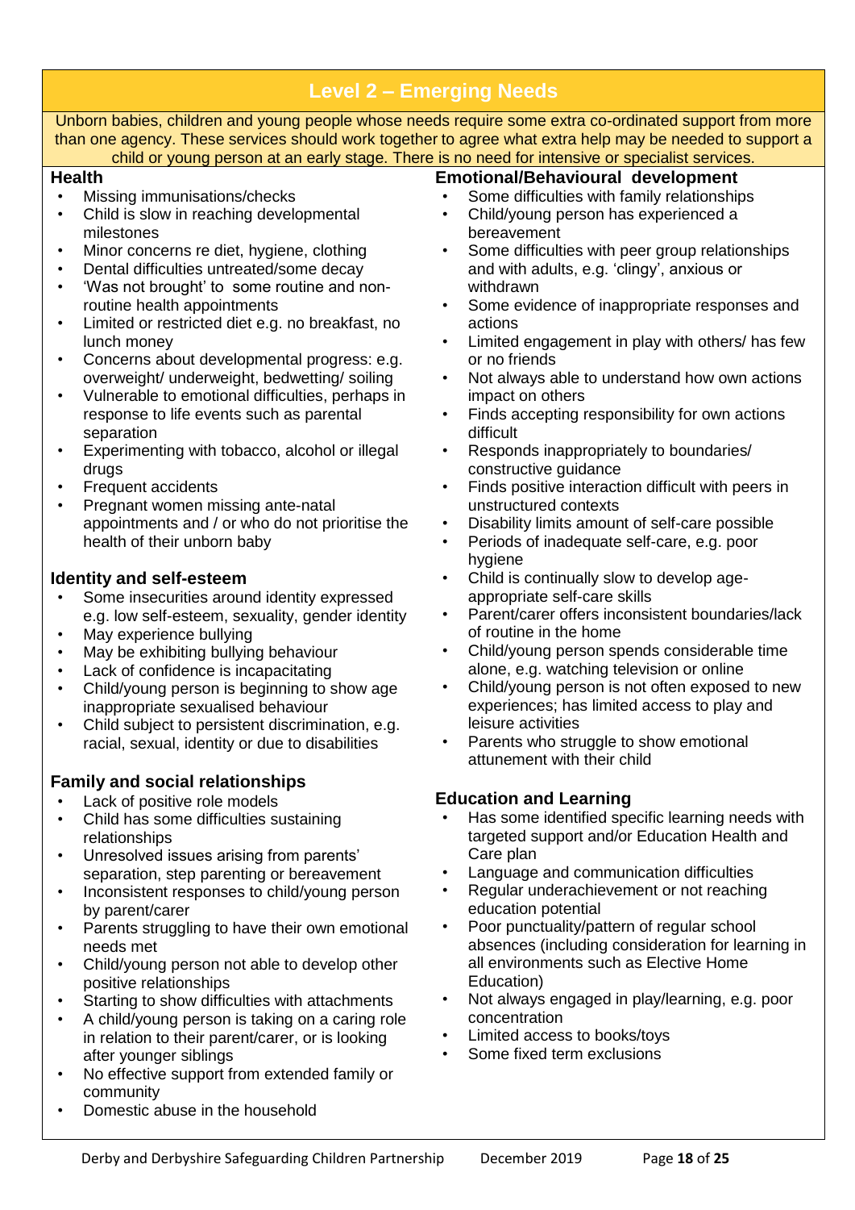# Level 2 – Emerging Needs

Unborn babies, children and young people whose needs require some extra co-ordinated support from more than one agency. These services should work together to agree what extra help may be needed to support a child or young person at an early stage. There is no need for intensive or specialist services.

### Health

- Missing immunisations/checks
- Child is slow in reaching developmental milestones
- Minor concerns re diet, hygiene, clothing
- Dental difficulties untreated/some decay
- 'Was not brought' to some routine and non-routine health appointments
- Limited or restricted diet e.g. no breakfast, no lunch money
- Concerns about developmental progress: e.g. overweight/ underweight, bedwetting/ soiling
- Vulnerable to emotional difficulties, perhaps in response to life events such as parental separation
- Experimenting with tobacco, alcohol or illegal drugs
- Frequent accidents
- Pregnant women missing ante-natal appointments and / or who do not prioritise the health of their unborn baby

### Identity and self-esteem

- Some insecurities around identity expressed e.g. low self-esteem, sexuality, gender identity
- May experience bullying
- May be exhibiting bullying behaviour
- Lack of confidence is incapacitating
- Child/young person is beginning to show age inappropriate sexualised behaviour
- Child subject to persistent discrimination, e.g. racial, sexual, identity or due to disabilities

### Family and social relationships

- Lack of positive role models
- Child has some difficulties sustaining relationships
- Unresolved issues arising from parents' separation, step parenting or bereavement
- Inconsistent responses to child/young person by parent/carer
- Parents struggling to have their own emotional needs met
- Child/young person not able to develop other positive relationships
- Starting to show difficulties with attachments
- A child/young person is taking on a caring role in relation to their parent/carer, or is looking after younger siblings
- No effective support from extended family or community
- Domestic abuse in the household

### Emotional/Behavioural development

- Some difficulties with family relationships
- Child/young person has experienced a bereavement
- Some difficulties with peer group relationships and with adults, e.g. 'clingy', anxious or withdrawn
- Some evidence of inappropriate responses and actions
- Limited engagement in play with others/ has few or no friends
- Not always able to understand how own actions impact on others
- Finds accepting responsibility for own actions difficult
- Responds inappropriately to boundaries/ constructive guidance
- Finds positive interaction difficult with peers in unstructured contexts
- Disability limits amount of self-care possible
- Periods of inadequate self-care, e.g. poor hygiene
- Child is continually slow to develop age-appropriate self-care skills
- Parent/carer offers inconsistent boundaries/lack of routine in the home
- Child/young person spends considerable time alone, e.g. watching television or online
- Child/young person is not often exposed to new experiences; has limited access to play and leisure activities
- Parents who struggle to show emotional attunement with their child

### Education and Learning

- Has some identified specific learning needs with targeted support and/or Education Health and Care plan
- Language and communication difficulties
- Regular underachievement or not reaching education potential
- Poor punctuality/pattern of regular school absences (including consideration for learning in all environments such as Elective Home Education)
- Not always engaged in play/learning, e.g. poor concentration
- Limited access to books/toys
- Some fixed term exclusions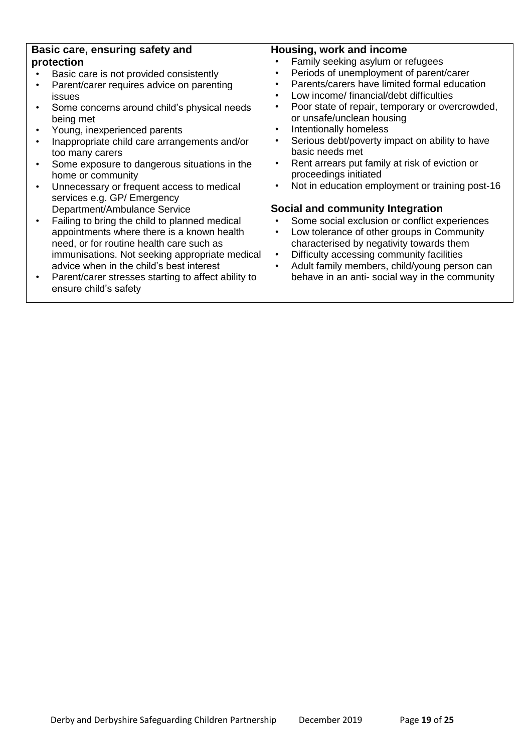**Basic care, ensuring safety and protection**

- Basic care is not provided consistently
- Parent/carer requires advice on parenting issues
- Some concerns around child's physical needs being met
- Young, inexperienced parents
- Inappropriate child care arrangements and/or too many carers
- Some exposure to dangerous situations in the home or community
- Unnecessary or frequent access to medical services e.g. GP/ Emergency Department/Ambulance Service
- Failing to bring the child to planned medical appointments where there is a known health need, or for routine health care such as immunisations. Not seeking appropriate medical advice when in the child's best interest
- Parent/carer stresses starting to affect ability to ensure child's safety

**Housing, work and income**

- Family seeking asylum or refugees
- Periods of unemployment of parent/carer
- Parents/carers have limited formal education
- Low income/ financial/debt difficulties
- Poor state of repair, temporary or overcrowded, or unsafe/unclean housing
- Intentionally homeless
- Serious debt/poverty impact on ability to have basic needs met
- Rent arrears put family at risk of eviction or proceedings initiated
- Not in education employment or training post-16

**Social and community Integration**

- Some social exclusion or conflict experiences
- Low tolerance of other groups in Community characterised by negativity towards them
- Difficulty accessing community facilities
- Adult family members, child/young person can behave in an anti- social way in the community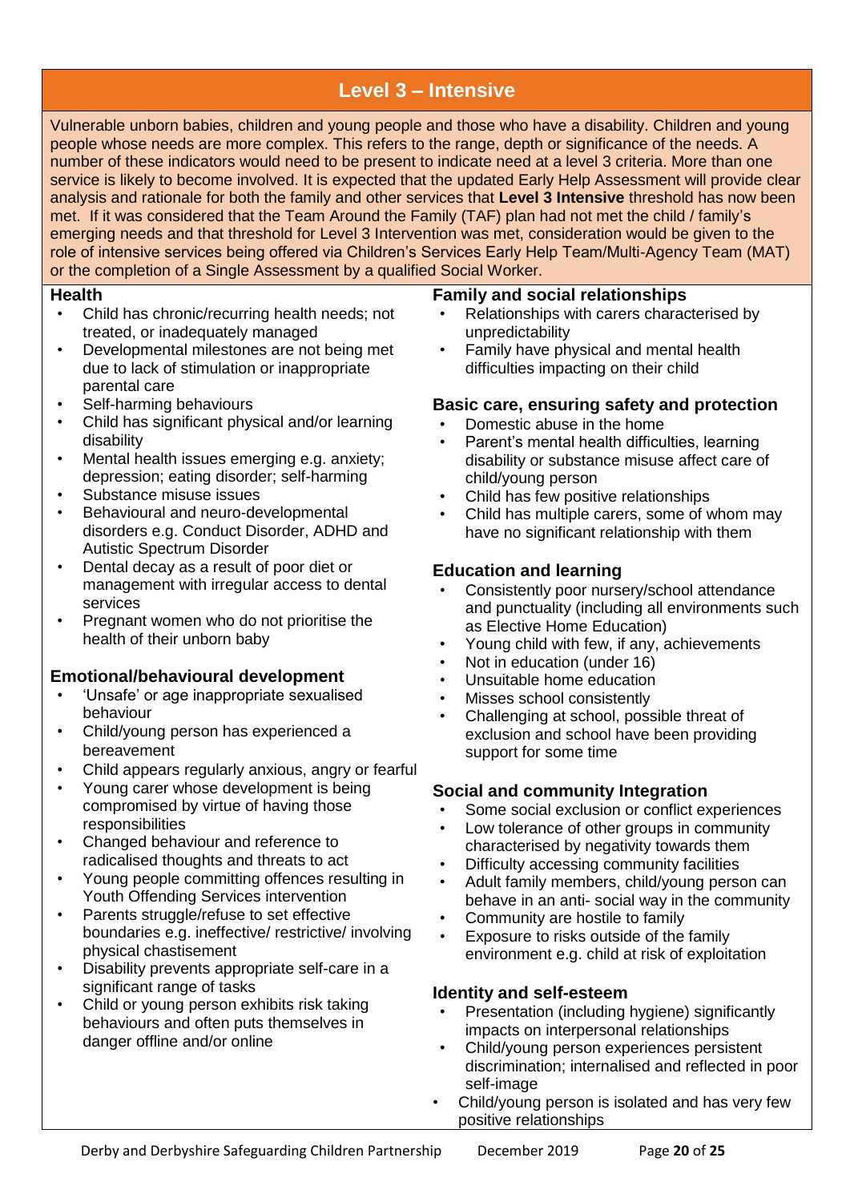## Level 3 – Intensive

Vulnerable unborn babies, children and young people and those who have a disability. Children and young people whose needs are more complex. This refers to the range, depth or significance of the needs. A number of these indicators would need to be present to indicate need at a level 3 criteria. More than one service is likely to become involved. It is expected that the updated Early Help Assessment will provide clear analysis and rationale for both the family and other services that **Level 3 Intensive** threshold has now been met. If it was considered that the Team Around the Family (TAF) plan had not met the child / family's emerging needs and that threshold for Level 3 Intervention was met, consideration would be given to the role of intensive services being offered via Children's Services Early Help Team/Multi-Agency Team (MAT) or the completion of a Single Assessment by a qualified Social Worker.

### Health

- Child has chronic/recurring health needs; not treated, or inadequately managed
- Developmental milestones are not being met due to lack of stimulation or inappropriate parental care
- Self-harming behaviours
- Child has significant physical and/or learning disability
- Mental health issues emerging e.g. anxiety; depression; eating disorder; self-harming
- Substance misuse issues
- Behavioural and neuro-developmental disorders e.g. Conduct Disorder, ADHD and Autistic Spectrum Disorder
- Dental decay as a result of poor diet or management with irregular access to dental services
- Pregnant women who do not prioritise the health of their unborn baby

### Emotional/behavioural development

- 'Unsafe' or age inappropriate sexualised behaviour
- Child/young person has experienced a bereavement
- Child appears regularly anxious, angry or fearful
- Young carer whose development is being compromised by virtue of having those responsibilities
- Changed behaviour and reference to radicalised thoughts and threats to act
- Young people committing offences resulting in Youth Offending Services intervention
- Parents struggle/refuse to set effective boundaries e.g. ineffective/ restrictive/ involving physical chastisement
- Disability prevents appropriate self-care in a significant range of tasks
- Child or young person exhibits risk taking behaviours and often puts themselves in danger offline and/or online

### Family and social relationships

- Relationships with carers characterised by unpredictability
- Family have physical and mental health difficulties impacting on their child

### Basic care, ensuring safety and protection

- Domestic abuse in the home
- Parent's mental health difficulties, learning disability or substance misuse affect care of child/young person
- Child has few positive relationships
- Child has multiple carers, some of whom may have no significant relationship with them

### Education and learning

- Consistently poor nursery/school attendance and punctuality (including all environments such as Elective Home Education)
- Young child with few, if any, achievements
- Not in education (under 16)
- Unsuitable home education
- Misses school consistently
- Challenging at school, possible threat of exclusion and school have been providing support for some time

### Social and community Integration

- Some social exclusion or conflict experiences
- Low tolerance of other groups in community characterised by negativity towards them
- Difficulty accessing community facilities
- Adult family members, child/young person can behave in an anti- social way in the community
- Community are hostile to family
- Exposure to risks outside of the family environment e.g. child at risk of exploitation

### Identity and self-esteem

- Presentation (including hygiene) significantly impacts on interpersonal relationships
- Child/young person experiences persistent discrimination; internalised and reflected in poor self-image
- Child/young person is isolated and has very few positive relationships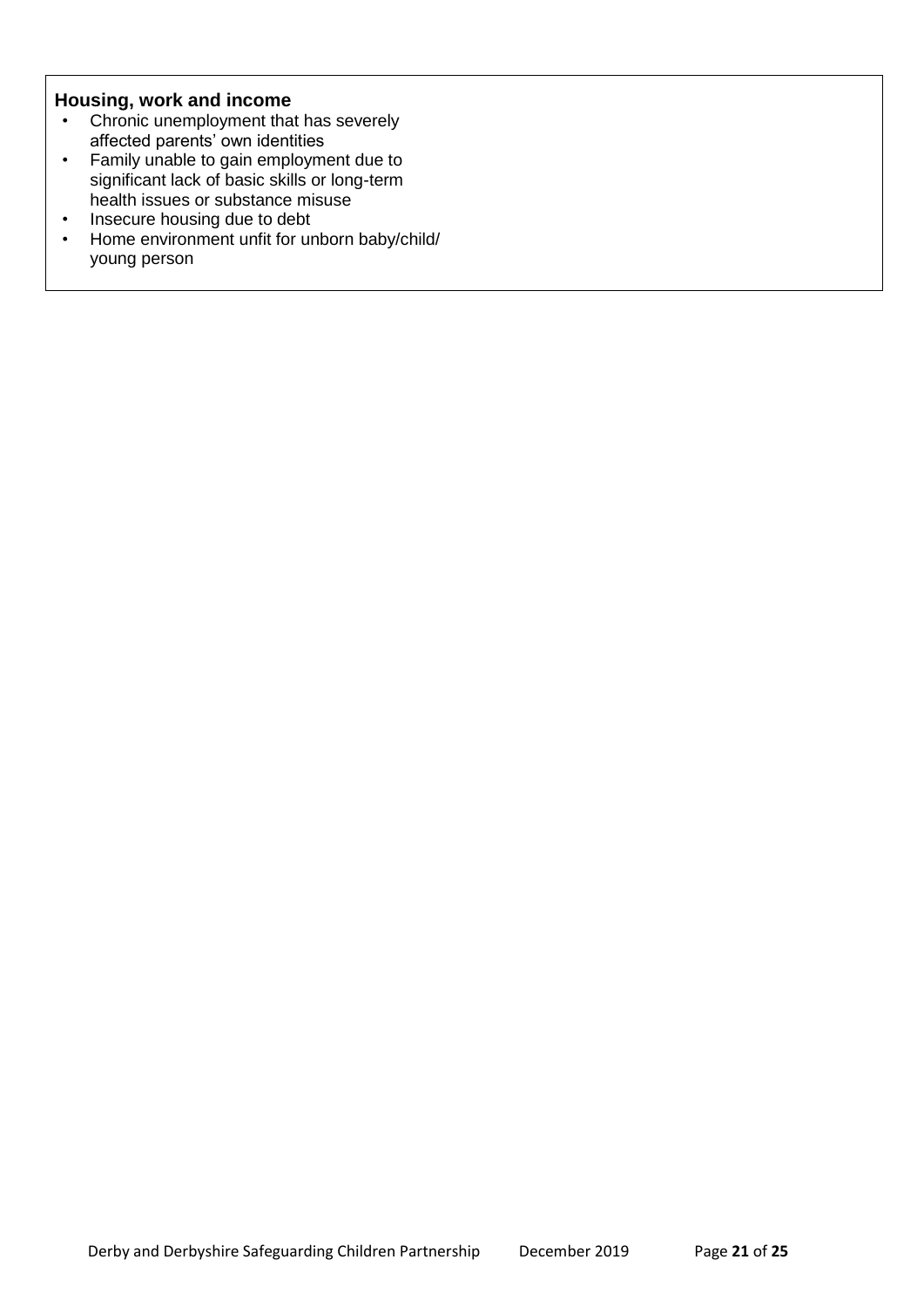### Housing, work and income

- Chronic unemployment that has severely affected parents' own identities
- Family unable to gain employment due to significant lack of basic skills or long-term health issues or substance misuse
- Insecure housing due to debt
- Home environment unfit for unborn baby/child/ young person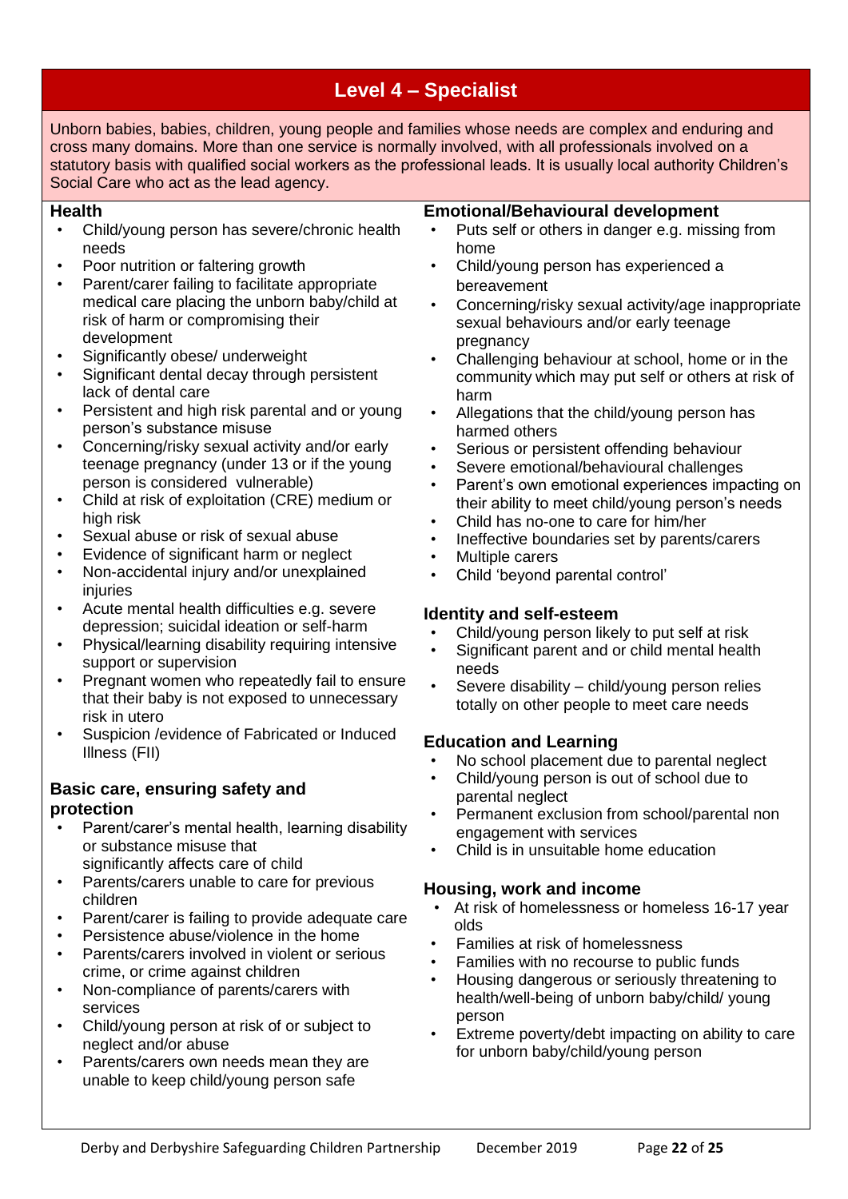# Level 4 – Specialist

Unborn babies, babies, children, young people and families whose needs are complex and enduring and cross many domains. More than one service is normally involved, with all professionals involved on a statutory basis with qualified social workers as the professional leads. It is usually local authority Children's Social Care who act as the lead agency.

### Health

- Child/young person has severe/chronic health needs
- Poor nutrition or faltering growth
- Parent/carer failing to facilitate appropriate medical care placing the unborn baby/child at risk of harm or compromising their development
- Significantly obese/ underweight
- Significant dental decay through persistent lack of dental care
- Persistent and high risk parental and or young person's substance misuse
- Concerning/risky sexual activity and/or early teenage pregnancy (under 13 or if the young person is considered vulnerable)
- Child at risk of exploitation (CRE) medium or high risk
- Sexual abuse or risk of sexual abuse
- Evidence of significant harm or neglect
- Non-accidental injury and/or unexplained injuries
- Acute mental health difficulties e.g. severe depression; suicidal ideation or self-harm
- Physical/learning disability requiring intensive support or supervision
- Pregnant women who repeatedly fail to ensure that their baby is not exposed to unnecessary risk in utero
- Suspicion /evidence of Fabricated or Induced Illness (FII)

### Basic care, ensuring safety and protection

- Parent/carer's mental health, learning disability or substance misuse that significantly affects care of child
- Parents/carers unable to care for previous children
- Parent/carer is failing to provide adequate care
- Persistence abuse/violence in the home
- Parents/carers involved in violent or serious crime, or crime against children
- Non-compliance of parents/carers with services
- Child/young person at risk of or subject to neglect and/or abuse
- Parents/carers own needs mean they are unable to keep child/young person safe

### Emotional/Behavioural development

- Puts self or others in danger e.g. missing from home
- Child/young person has experienced a bereavement
- Concerning/risky sexual activity/age inappropriate sexual behaviours and/or early teenage pregnancy
- Challenging behaviour at school, home or in the community which may put self or others at risk of harm
- Allegations that the child/young person has harmed others
- Serious or persistent offending behaviour
- Severe emotional/behavioural challenges
- Parent's own emotional experiences impacting on their ability to meet child/young person's needs
- Child has no-one to care for him/her
- Ineffective boundaries set by parents/carers
- Multiple carers
- Child 'beyond parental control'

### Identity and self-esteem

- Child/young person likely to put self at risk
- Significant parent and or child mental health needs
- Severe disability – child/young person relies totally on other people to meet care needs

### Education and Learning

- No school placement due to parental neglect
- Child/young person is out of school due to parental neglect
- Permanent exclusion from school/parental non engagement with services
- Child is in unsuitable home education

### Housing, work and income

- At risk of homelessness or homeless 16-17 year olds
- Families at risk of homelessness
- Families with no recourse to public funds
- Housing dangerous or seriously threatening to health/well-being of unborn baby/child/ young person
- Extreme poverty/debt impacting on ability to care for unborn baby/child/young person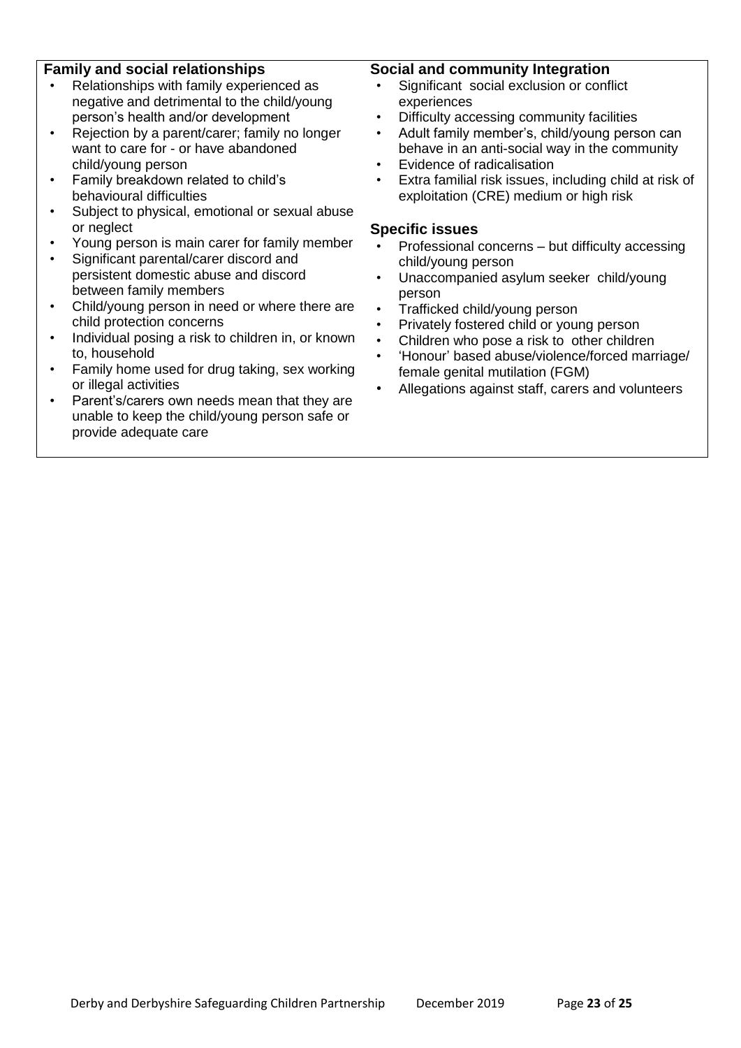**Family and social relationships**

- Relationships with family experienced as negative and detrimental to the child/young person's health and/or development
- Rejection by a parent/carer; family no longer want to care for - or have abandoned child/young person
- Family breakdown related to child's behavioural difficulties
- Subject to physical, emotional or sexual abuse or neglect
- Young person is main carer for family member
- Significant parental/carer discord and persistent domestic abuse and discord between family members
- Child/young person in need or where there are child protection concerns
- Individual posing a risk to children in, or known to, household
- Family home used for drug taking, sex working or illegal activities
- Parent's/carers own needs mean that they are unable to keep the child/young person safe or provide adequate care

**Social and community Integration**

- Significant social exclusion or conflict experiences
- Difficulty accessing community facilities
- Adult family member's, child/young person can behave in an anti-social way in the community
- Evidence of radicalisation
- Extra familial risk issues, including child at risk of exploitation (CRE) medium or high risk

**Specific issues**

- Professional concerns – but difficulty accessing child/young person
- Unaccompanied asylum seeker child/young person
- Trafficked child/young person
- Privately fostered child or young person
- Children who pose a risk to other children
- 'Honour' based abuse/violence/forced marriage/ female genital mutilation (FGM)
- Allegations against staff, carers and volunteers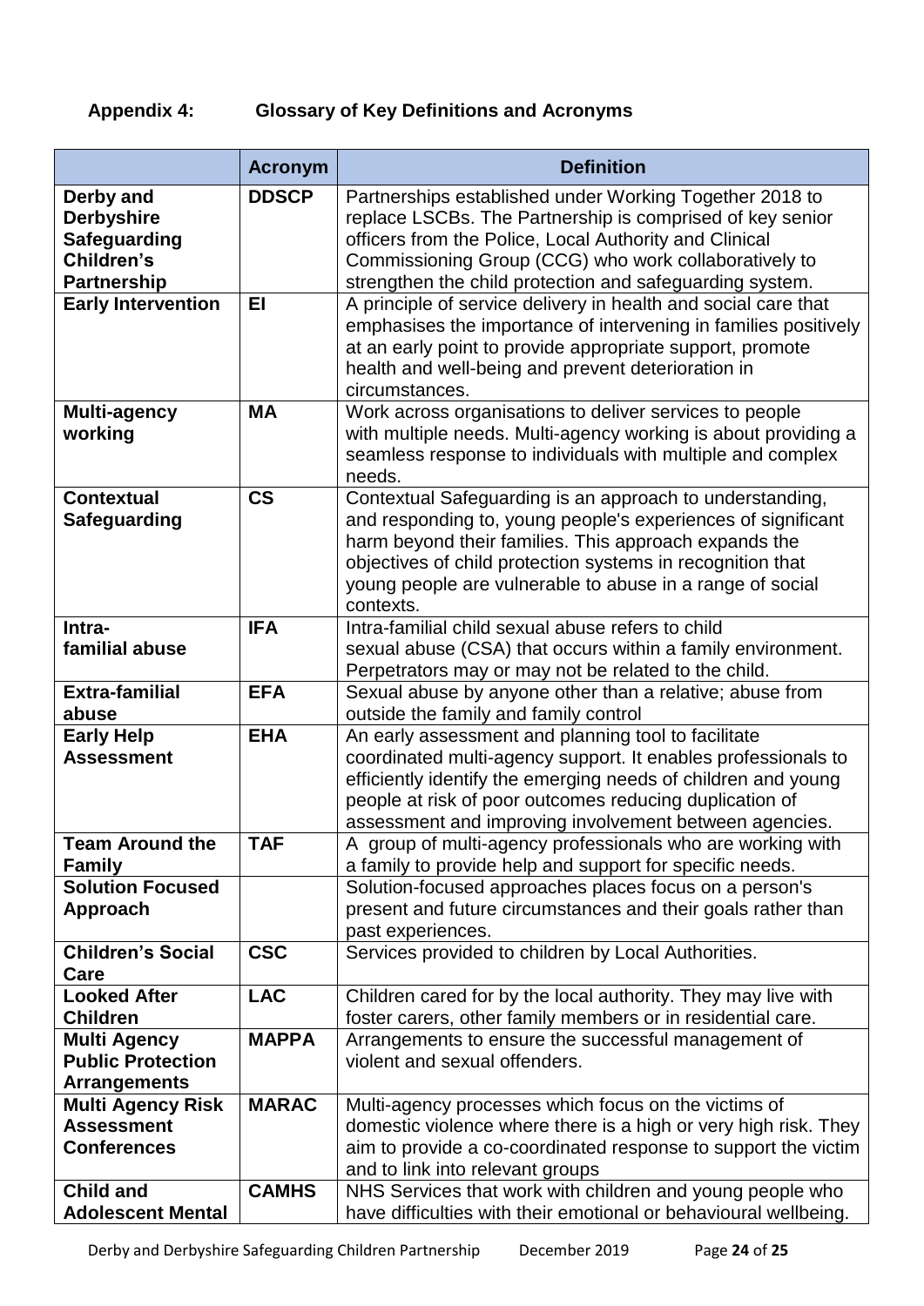## Appendix 4: Glossary of Key Definitions and Acronyms

| | Acronym | Definition |
|---|---|---|
| **Derby and Derbyshire Safeguarding Children's Partnership** | **DDSCP** | Partnerships established under Working Together 2018 to replace LSCBs. The Partnership is comprised of key senior officers from the Police, Local Authority and Clinical Commissioning Group (CCG) who work collaboratively to strengthen the child protection and safeguarding system. |
| **Early Intervention** | **EI** | A principle of service delivery in health and social care that emphasises the importance of intervening in families positively at an early point to provide appropriate support, promote health and well-being and prevent deterioration in circumstances. |
| **Multi-agency working** | **MA** | Work across organisations to deliver services to people with multiple needs. Multi-agency working is about providing a seamless response to individuals with multiple and complex needs. |
| **Contextual Safeguarding** | **CS** | Contextual Safeguarding is an approach to understanding, and responding to, young people's experiences of significant harm beyond their families. This approach expands the objectives of child protection systems in recognition that young people are vulnerable to abuse in a range of social contexts. |
| **Intra-familial abuse** | **IFA** | Intra-familial child sexual abuse refers to child sexual abuse (CSA) that occurs within a family environment. Perpetrators may or may not be related to the child. |
| **Extra-familial abuse** | **EFA** | Sexual abuse by anyone other than a relative; abuse from outside the family and family control |
| **Early Help Assessment** | **EHA** | An early assessment and planning tool to facilitate coordinated multi-agency support. It enables professionals to efficiently identify the emerging needs of children and young people at risk of poor outcomes reducing duplication of assessment and improving involvement between agencies. |
| **Team Around the Family** | **TAF** | A group of multi-agency professionals who are working with a family to provide help and support for specific needs. |
| **Solution Focused Approach** | | Solution-focused approaches places focus on a person's present and future circumstances and their goals rather than past experiences. |
| **Children's Social Care** | **CSC** | Services provided to children by Local Authorities. |
| **Looked After Children** | **LAC** | Children cared for by the local authority. They may live with foster carers, other family members or in residential care. |
| **Multi Agency Public Protection Arrangements** | **MAPPA** | Arrangements to ensure the successful management of violent and sexual offenders. |
| **Multi Agency Risk Assessment Conferences** | **MARAC** | Multi-agency processes which focus on the victims of domestic violence where there is a high or very high risk. They aim to provide a co-coordinated response to support the victim and to link into relevant groups |
| **Child and Adolescent Mental** | **CAMHS** | NHS Services that work with children and young people who have difficulties with their emotional or behavioural wellbeing. |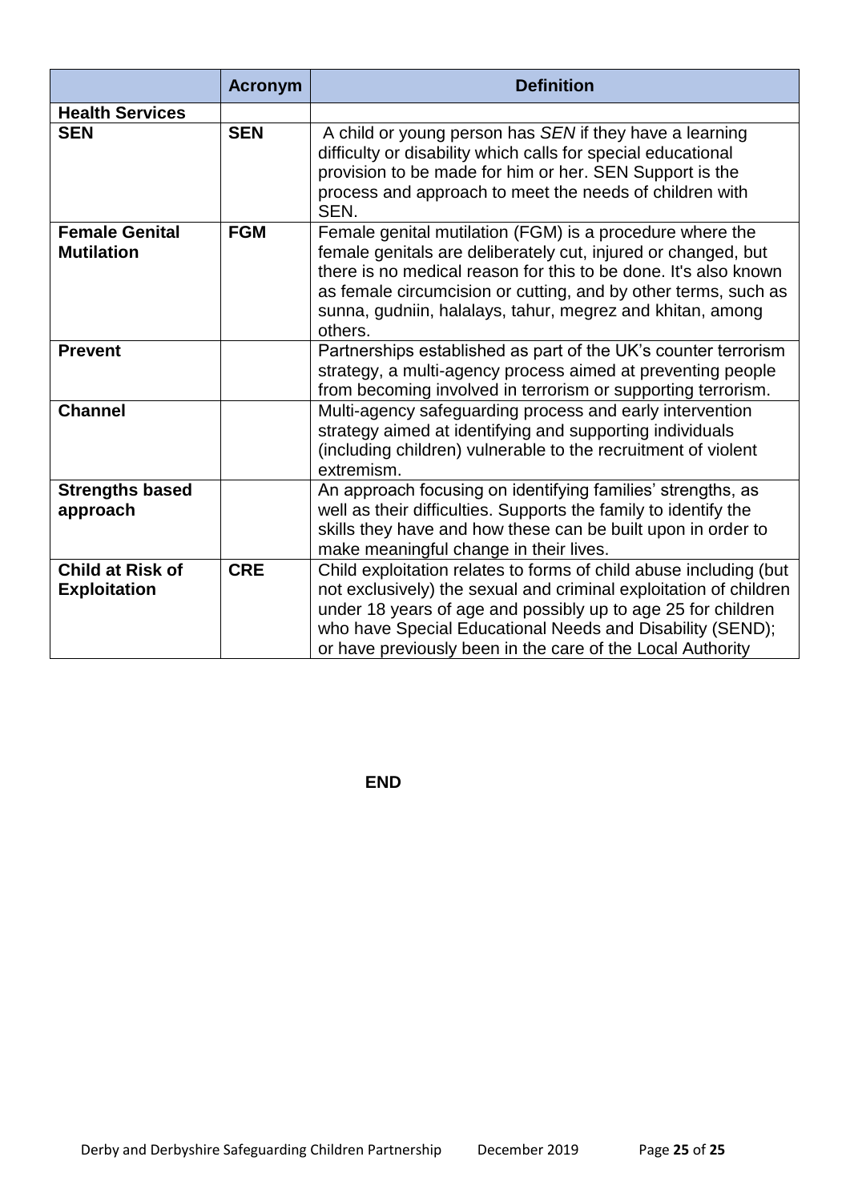| | Acronym | Definition |
|---|---|---|
| **Health Services** | | |
| **SEN** | **SEN** | A child or young person has *SEN* if they have a learning difficulty or disability which calls for special educational provision to be made for him or her. SEN Support is the process and approach to meet the needs of children with SEN. |
| **Female Genital Mutilation** | **FGM** | Female genital mutilation (FGM) is a procedure where the female genitals are deliberately cut, injured or changed, but there is no medical reason for this to be done. It's also known as female circumcision or cutting, and by other terms, such as sunna, gudniin, halalays, tahur, megrez and khitan, among others. |
| **Prevent** | | Partnerships established as part of the UK's counter terrorism strategy, a multi-agency process aimed at preventing people from becoming involved in terrorism or supporting terrorism. |
| **Channel** | | Multi-agency safeguarding process and early intervention strategy aimed at identifying and supporting individuals (including children) vulnerable to the recruitment of violent extremism. |
| **Strengths based approach** | | An approach focusing on identifying families' strengths, as well as their difficulties. Supports the family to identify the skills they have and how these can be built upon in order to make meaningful change in their lives. |
| **Child at Risk of Exploitation** | **CRE** | Child exploitation relates to forms of child abuse including (but not exclusively) the sexual and criminal exploitation of children under 18 years of age and possibly up to age 25 for children who have Special Educational Needs and Disability (SEND); or have previously been in the care of the Local Authority |

**END**